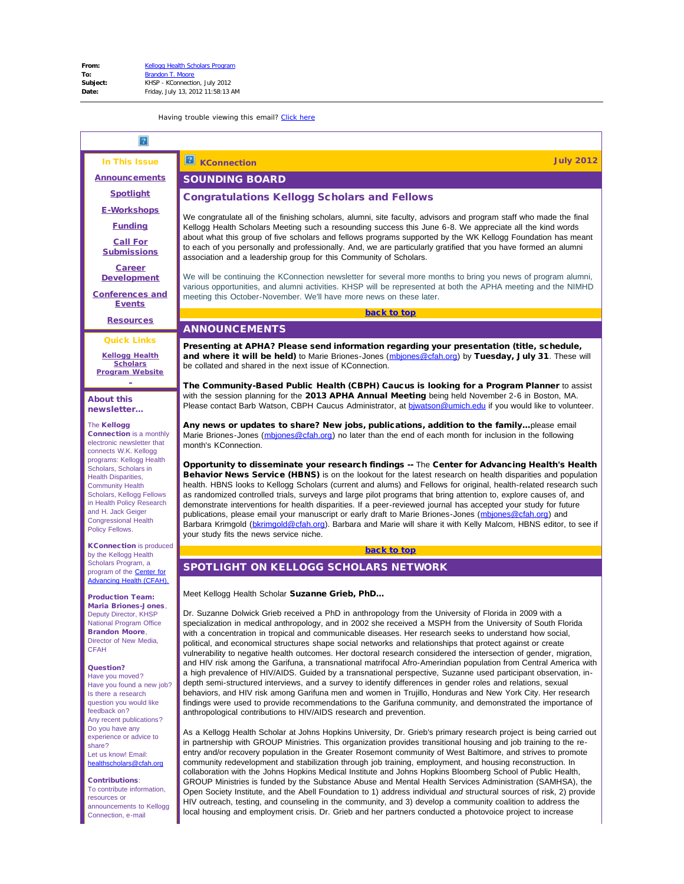**From:** Kellogg Health Scholars Program
**To:** Brandon T. Moore
**Subject:** KHSP - KConnection, July 2012
**Date:** Friday, July 13, 2012 11:58:13 AM

Having trouble viewing this email? Click here

**In This Issue**

Announcements

Spotlight

E-Workshops

Funding

Call For Submissions

Career Development

Conferences and Events

Resources

**Quick Links**

Kellogg Health Scholars Program Website

**About this newsletter...**

The **Kellogg Connection** is a monthly electronic newsletter that connects W.K. Kellogg programs: Kellogg Health Scholars, Scholars in Health Disparities, Community Health Scholars, Kellogg Fellows in Health Policy Research and H. Jack Geiger Congressional Health Policy Fellows.

**KConnection** is produced by the Kellogg Health Scholars Program, a program of the Center for Advancing Health (CFAH).

**Production Team:**
**Maria Briones-Jones**, Deputy Director, KHSP National Program Office
**Brandon Moore**, Director of New Media, CFAH

**Question?**
Have you moved?
Have you found a new job?
Is there a research question you would like feedback on?
Any recent publications?
Do you have any experience or advice to share?
Let us know! Email: healthscholars@cfah.org

**Contributions**:
To contribute information, resources or announcements to Kellogg Connection, e-mail

**KConnection** — **July 2012**

## SOUNDING BOARD

### Congratulations Kellogg Scholars and Fellows

We congratulate all of the finishing scholars, alumni, site faculty, advisors and program staff who made the final Kellogg Health Scholars Meeting such a resounding success this June 6-8. We appreciate all the kind words about what this group of five scholars and fellows programs supported by the WK Kellogg Foundation has meant to each of you personally and professionally. And, we are particularly gratified that you have formed an alumni association and a leadership group for this Community of Scholars.

We will be continuing the KConnection newsletter for several more months to bring you news of program alumni, various opportunities, and alumni activities. KHSP will be represented at both the APHA meeting and the NIMHD meeting this October-November. We'll have more news on these later.

back to top

## ANNOUNCEMENTS

**Presenting at APHA? Please send information regarding your presentation (title, schedule, and where it will be held)** to Marie Briones-Jones (mbjones@cfah.org) by **Tuesday, July 31**. These will be collated and shared in the next issue of KConnection.

**The Community-Based Public Health (CBPH) Caucus is looking for a Program Planner** to assist with the session planning for the **2013 APHA Annual Meeting** being held November 2-6 in Boston, MA. Please contact Barb Watson, CBPH Caucus Administrator, at bjwatson@umich.edu if you would like to volunteer.

**Any news or updates to share? New jobs, publications, addition to the family...**please email Marie Briones-Jones (mbjones@cfah.org) no later than the end of each month for inclusion in the following month's KConnection.

**Opportunity to disseminate your research findings --** The **Center for Advancing Health's Health Behavior News Service (HBNS)** is on the lookout for the latest research on health disparities and population health. HBNS looks to Kellogg Scholars (current and alums) and Fellows for original, health-related research such as randomized controlled trials, surveys and large pilot programs that bring attention to, explore causes of, and demonstrate interventions for health disparities. If a peer-reviewed journal has accepted your study for future publications, please email your manuscript or early draft to Marie Briones-Jones (mbjones@cfah.org) and Barbara Krimgold (bkrimgold@cfah.org). Barbara and Marie will share it with Kelly Malcom, HBNS editor, to see if your study fits the news service niche.

back to top

## SPOTLIGHT ON KELLOGG SCHOLARS NETWORK

Meet Kellogg Health Scholar **Suzanne Grieb, PhD...**

Dr. Suzanne Dolwick Grieb received a PhD in anthropology from the University of Florida in 2009 with a specialization in medical anthropology, and in 2002 she received a MSPH from the University of South Florida with a concentration in tropical and communicable diseases. Her research seeks to understand how social, political, and economical structures shape social networks and relationships that protect against or create vulnerability to negative health outcomes. Her doctoral research considered the intersection of gender, migration, and HIV risk among the Garifuna, a transnational matrifocal Afro-Amerindian population from Central America with a high prevalence of HIV/AIDS. Guided by a transnational perspective, Suzanne used participant observation, in-depth semi-structured interviews, and a survey to identify differences in gender roles and relations, sexual behaviors, and HIV risk among Garifuna men and women in Trujillo, Honduras and New York City. Her research findings were used to provide recommendations to the Garifuna community, and demonstrated the importance of anthropological contributions to HIV/AIDS research and prevention.

As a Kellogg Health Scholar at Johns Hopkins University, Dr. Grieb's primary research project is being carried out in partnership with GROUP Ministries. This organization provides transitional housing and job training to the re-entry and/or recovery population in the Greater Rosemont community of West Baltimore, and strives to promote community redevelopment and stabilization through job training, employment, and housing reconstruction. In collaboration with the Johns Hopkins Medical Institute and Johns Hopkins Bloomberg School of Public Health, GROUP Ministries is funded by the Substance Abuse and Mental Health Services Administration (SAMHSA), the Open Society Institute, and the Abell Foundation to 1) address individual *and* structural sources of risk, 2) provide HIV outreach, testing, and counseling in the community, and 3) develop a community coalition to address the local housing and employment crisis. Dr. Grieb and her partners conducted a photovoice project to increase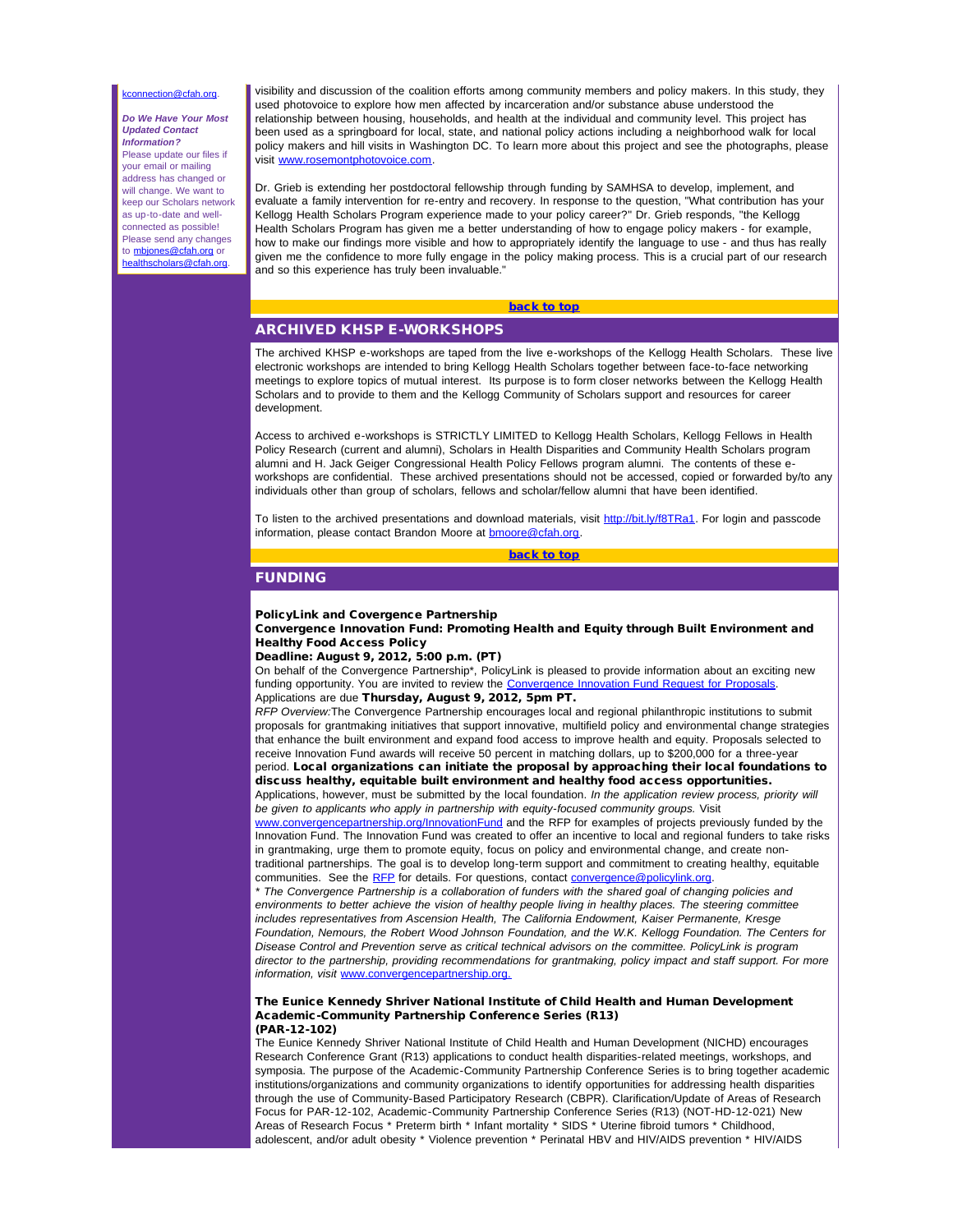kconnection@cfah.org.

***Do We Have Your Most Updated Contact Information?***
Please update our files if your email or mailing address has changed or will change. We want to keep our Scholars network as up-to-date and well-connected as possible! Please send any changes to mbjones@cfah.org or healthscholars@cfah.org.

visibility and discussion of the coalition efforts among community members and policy makers. In this study, they used photovoice to explore how men affected by incarceration and/or substance abuse understood the relationship between housing, households, and health at the individual and community level. This project has been used as a springboard for local, state, and national policy actions including a neighborhood walk for local policy makers and hill visits in Washington DC. To learn more about this project and see the photographs, please visit www.rosemontphotovoice.com.

Dr. Grieb is extending her postdoctoral fellowship through funding by SAMHSA to develop, implement, and evaluate a family intervention for re-entry and recovery. In response to the question, "What contribution has your Kellogg Health Scholars Program experience made to your policy career?" Dr. Grieb responds, "the Kellogg Health Scholars Program has given me a better understanding of how to engage policy makers - for example, how to make our findings more visible and how to appropriately identify the language to use - and thus has really given me the confidence to more fully engage in the policy making process. This is a crucial part of our research and so this experience has truly been invaluable."

**back to top**

## ARCHIVED KHSP E-WORKSHOPS

The archived KHSP e-workshops are taped from the live e-workshops of the Kellogg Health Scholars. These live electronic workshops are intended to bring Kellogg Health Scholars together between face-to-face networking meetings to explore topics of mutual interest. Its purpose is to form closer networks between the Kellogg Health Scholars and to provide to them and the Kellogg Community of Scholars support and resources for career development.

Access to archived e-workshops is STRICTLY LIMITED to Kellogg Health Scholars, Kellogg Fellows in Health Policy Research (current and alumni), Scholars in Health Disparities and Community Health Scholars program alumni and H. Jack Geiger Congressional Health Policy Fellows program alumni. The contents of these e-workshops are confidential. These archived presentations should not be accessed, copied or forwarded by/to any individuals other than group of scholars, fellows and scholar/fellow alumni that have been identified.

To listen to the archived presentations and download materials, visit http://bit.ly/f8TRa1. For login and passcode information, please contact Brandon Moore at bmoore@cfah.org.

**back to top**

## FUNDING

**PolicyLink and Covergence Partnership**
**Convergence Innovation Fund: Promoting Health and Equity through Built Environment and Healthy Food Access Policy**
**Deadline: August 9, 2012, 5:00 p.m. (PT)**
On behalf of the Convergence Partnership*, PolicyLink is pleased to provide information about an exciting new funding opportunity. You are invited to review the Convergence Innovation Fund Request for Proposals.
Applications are due **Thursday, August 9, 2012, 5pm PT.**
*RFP Overview:*The Convergence Partnership encourages local and regional philanthropic institutions to submit proposals for grantmaking initiatives that support innovative, multifield policy and environmental change strategies that enhance the built environment and expand food access to improve health and equity. Proposals selected to receive Innovation Fund awards will receive 50 percent in matching dollars, up to $200,000 for a three-year period. **Local organizations can initiate the proposal by approaching their local foundations to discuss healthy, equitable built environment and healthy food access opportunities.**
Applications, however, must be submitted by the local foundation. *In the application review process, priority will be given to applicants who apply in partnership with equity-focused community groups.* Visit www.convergencepartnership.org/InnovationFund and the RFP for examples of projects previously funded by the Innovation Fund. The Innovation Fund was created to offer an incentive to local and regional funders to take risks in grantmaking, urge them to promote equity, focus on policy and environmental change, and create non-traditional partnerships. The goal is to develop long-term support and commitment to creating healthy, equitable communities. See the RFP for details. For questions, contact convergence@policylink.org.
*\* The Convergence Partnership is a collaboration of funders with the shared goal of changing policies and environments to better achieve the vision of healthy people living in healthy places. The steering committee includes representatives from Ascension Health, The California Endowment, Kaiser Permanente, Kresge Foundation, Nemours, the Robert Wood Johnson Foundation, and the W.K. Kellogg Foundation. The Centers for Disease Control and Prevention serve as critical technical advisors on the committee. PolicyLink is program director to the partnership, providing recommendations for grantmaking, policy impact and staff support. For more information, visit* www.convergencepartnership.org.

**The Eunice Kennedy Shriver National Institute of Child Health and Human Development Academic-Community Partnership Conference Series (R13)**
**(PAR-12-102)**
The Eunice Kennedy Shriver National Institute of Child Health and Human Development (NICHD) encourages Research Conference Grant (R13) applications to conduct health disparities-related meetings, workshops, and symposia. The purpose of the Academic-Community Partnership Conference Series is to bring together academic institutions/organizations and community organizations to identify opportunities for addressing health disparities through the use of Community-Based Participatory Research (CBPR). Clarification/Update of Areas of Research Focus for PAR-12-102, Academic-Community Partnership Conference Series (R13) (NOT-HD-12-021) New Areas of Research Focus * Preterm birth * Infant mortality * SIDS * Uterine fibroid tumors * Childhood, adolescent, and/or adult obesity * Violence prevention * Perinatal HBV and HIV/AIDS prevention * HIV/AIDS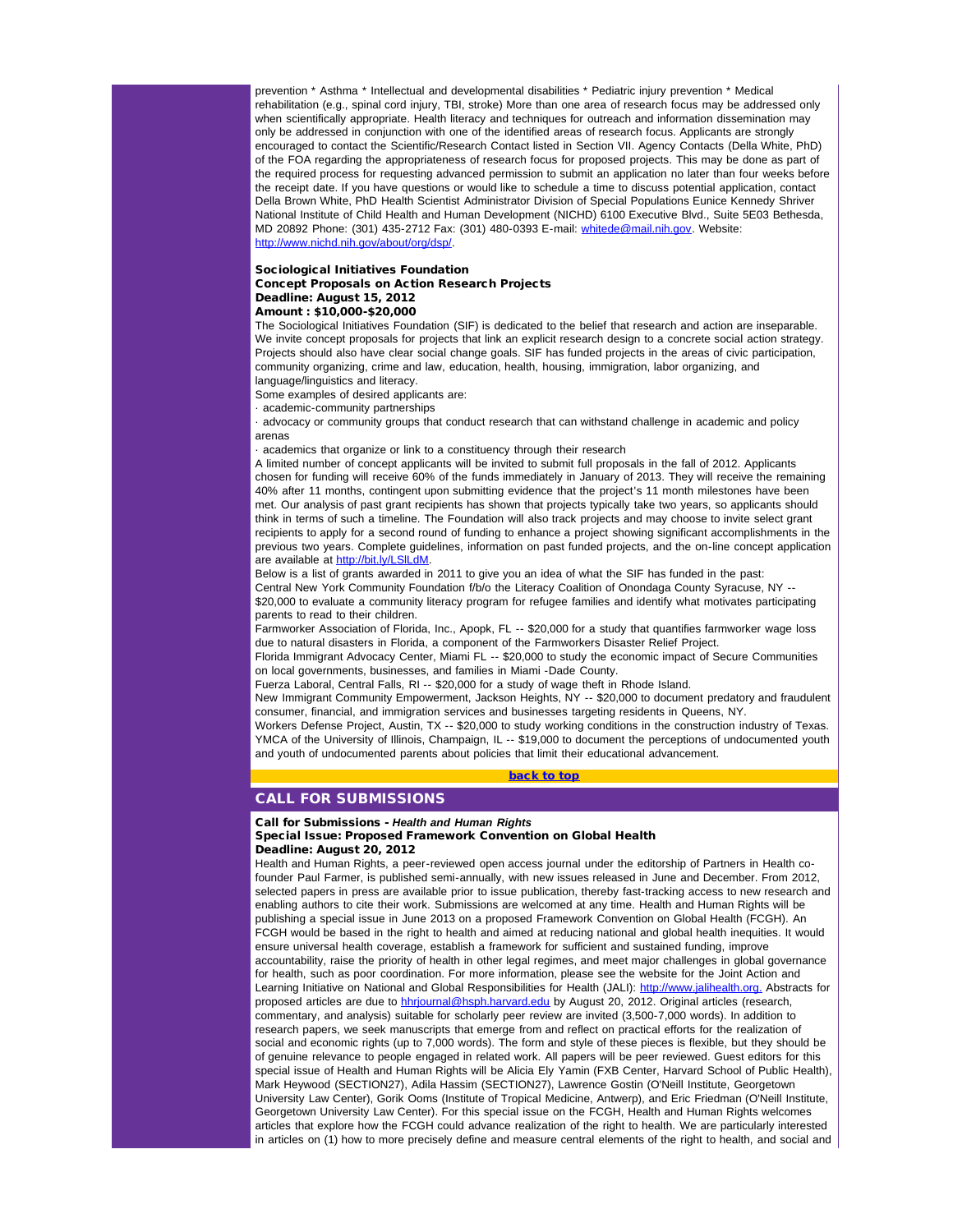prevention * Asthma * Intellectual and developmental disabilities * Pediatric injury prevention * Medical rehabilitation (e.g., spinal cord injury, TBI, stroke) More than one area of research focus may be addressed only when scientifically appropriate. Health literacy and techniques for outreach and information dissemination may only be addressed in conjunction with one of the identified areas of research focus. Applicants are strongly encouraged to contact the Scientific/Research Contact listed in Section VII. Agency Contacts (Della White, PhD) of the FOA regarding the appropriateness of research focus for proposed projects. This may be done as part of the required process for requesting advanced permission to submit an application no later than four weeks before the receipt date. If you have questions or would like to schedule a time to discuss potential application, contact Della Brown White, PhD Health Scientist Administrator Division of Special Populations Eunice Kennedy Shriver National Institute of Child Health and Human Development (NICHD) 6100 Executive Blvd., Suite 5E03 Bethesda, MD 20892 Phone: (301) 435-2712 Fax: (301) 480-0393 E-mail: whitede@mail.nih.gov. Website: http://www.nichd.nih.gov/about/org/dsp/.

**Sociological Initiatives Foundation**
**Concept Proposals on Action Research Projects**
**Deadline: August 15, 2012**
**Amount : $10,000-$20,000**

The Sociological Initiatives Foundation (SIF) is dedicated to the belief that research and action are inseparable. We invite concept proposals for projects that link an explicit research design to a concrete social action strategy. Projects should also have clear social change goals. SIF has funded projects in the areas of civic participation, community organizing, crime and law, education, health, housing, immigration, labor organizing, and language/linguistics and literacy.

Some examples of desired applicants are:

- academic-community partnerships
- advocacy or community groups that conduct research that can withstand challenge in academic and policy arenas
- academics that organize or link to a constituency through their research

A limited number of concept applicants will be invited to submit full proposals in the fall of 2012. Applicants chosen for funding will receive 60% of the funds immediately in January of 2013. They will receive the remaining 40% after 11 months, contingent upon submitting evidence that the project's 11 month milestones have been met. Our analysis of past grant recipients has shown that projects typically take two years, so applicants should think in terms of such a timeline. The Foundation will also track projects and may choose to invite select grant recipients to apply for a second round of funding to enhance a project showing significant accomplishments in the previous two years. Complete guidelines, information on past funded projects, and the on-line concept application are available at http://bit.ly/LSlLdM.

Below is a list of grants awarded in 2011 to give you an idea of what the SIF has funded in the past:

Central New York Community Foundation f/b/o the Literacy Coalition of Onondaga County Syracuse, NY -- $20,000 to evaluate a community literacy program for refugee families and identify what motivates participating parents to read to their children.

Farmworker Association of Florida, Inc., Apopk, FL -- $20,000 for a study that quantifies farmworker wage loss due to natural disasters in Florida, a component of the Farmworkers Disaster Relief Project.

Florida Immigrant Advocacy Center, Miami FL -- $20,000 to study the economic impact of Secure Communities on local governments, businesses, and families in Miami -Dade County.

Fuerza Laboral, Central Falls, RI -- $20,000 for a study of wage theft in Rhode Island.

New Immigrant Community Empowerment, Jackson Heights, NY -- $20,000 to document predatory and fraudulent consumer, financial, and immigration services and businesses targeting residents in Queens, NY.

Workers Defense Project, Austin, TX -- $20,000 to study working conditions in the construction industry of Texas.

YMCA of the University of Illinois, Champaign, IL -- $19,000 to document the perceptions of undocumented youth and youth of undocumented parents about policies that limit their educational advancement.

back to top

## CALL FOR SUBMISSIONS

**Call for Submissions - *Health and Human Rights***
**Special Issue: Proposed Framework Convention on Global Health**
**Deadline: August 20, 2012**

Health and Human Rights, a peer-reviewed open access journal under the editorship of Partners in Health co-founder Paul Farmer, is published semi-annually, with new issues released in June and December. From 2012, selected papers in press are available prior to issue publication, thereby fast-tracking access to new research and enabling authors to cite their work. Submissions are welcomed at any time. Health and Human Rights will be publishing a special issue in June 2013 on a proposed Framework Convention on Global Health (FCGH). An FCGH would be based in the right to health and aimed at reducing national and global health inequities. It would ensure universal health coverage, establish a framework for sufficient and sustained funding, improve accountability, raise the priority of health in other legal regimes, and meet major challenges in global governance for health, such as poor coordination. For more information, please see the website for the Joint Action and Learning Initiative on National and Global Responsibilities for Health (JALI): http://www.jalihealth.org. Abstracts for proposed articles are due to hhrjournal@hsph.harvard.edu by August 20, 2012. Original articles (research, commentary, and analysis) suitable for scholarly peer review are invited (3,500-7,000 words). In addition to research papers, we seek manuscripts that emerge from and reflect on practical efforts for the realization of social and economic rights (up to 7,000 words). The form and style of these pieces is flexible, but they should be of genuine relevance to people engaged in related work. All papers will be peer reviewed. Guest editors for this special issue of Health and Human Rights will be Alicia Ely Yamin (FXB Center, Harvard School of Public Health), Mark Heywood (SECTION27), Adila Hassim (SECTION27), Lawrence Gostin (O'Neill Institute, Georgetown University Law Center), Gorik Ooms (Institute of Tropical Medicine, Antwerp), and Eric Friedman (O'Neill Institute, Georgetown University Law Center). For this special issue on the FCGH, Health and Human Rights welcomes articles that explore how the FCGH could advance realization of the right to health. We are particularly interested in articles on (1) how to more precisely define and measure central elements of the right to health, and social and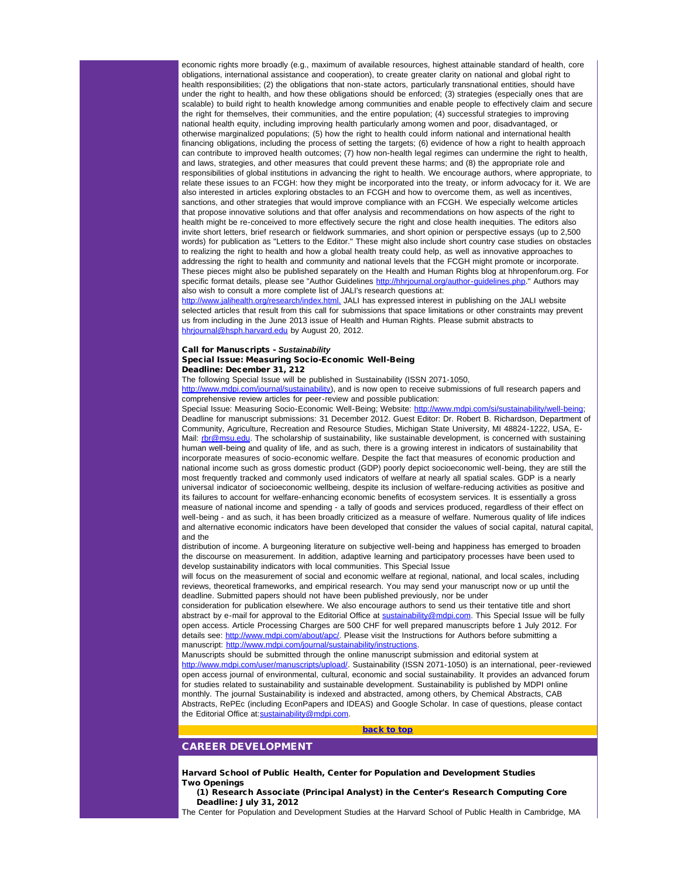economic rights more broadly (e.g., maximum of available resources, highest attainable standard of health, core obligations, international assistance and cooperation), to create greater clarity on national and global right to health responsibilities; (2) the obligations that non-state actors, particularly transnational entities, should have under the right to health, and how these obligations should be enforced; (3) strategies (especially ones that are scalable) to build right to health knowledge among communities and enable people to effectively claim and secure the right for themselves, their communities, and the entire population; (4) successful strategies to improving national health equity, including improving health particularly among women and poor, disadvantaged, or otherwise marginalized populations; (5) how the right to health could inform national and international health financing obligations, including the process of setting the targets; (6) evidence of how a right to health approach can contribute to improved health outcomes; (7) how non-health legal regimes can undermine the right to health, and laws, strategies, and other measures that could prevent these harms; and (8) the appropriate role and responsibilities of global institutions in advancing the right to health. We encourage authors, where appropriate, to relate these issues to an FCGH: how they might be incorporated into the treaty, or inform advocacy for it. We are also interested in articles exploring obstacles to an FCGH and how to overcome them, as well as incentives, sanctions, and other strategies that would improve compliance with an FCGH. We especially welcome articles that propose innovative solutions and that offer analysis and recommendations on how aspects of the right to health might be re-conceived to more effectively secure the right and close health inequities. The editors also invite short letters, brief research or fieldwork summaries, and short opinion or perspective essays (up to 2,500 words) for publication as "Letters to the Editor." These might also include short country case studies on obstacles to realizing the right to health and how a global health treaty could help, as well as innovative approaches to addressing the right to health and community and national levels that the FCGH might promote or incorporate. These pieces might also be published separately on the Health and Human Rights blog at hhropenforum.org. For specific format details, please see "Author Guidelines http://hhrjournal.org/author-guidelines.php." Authors may also wish to consult a more complete list of JALI's research questions at: http://www.jalihealth.org/research/index.html. JALI has expressed interest in publishing on the JALI website selected articles that result from this call for submissions that space limitations or other constraints may prevent us from including in the June 2013 issue of Health and Human Rights. Please submit abstracts to hhrjournal@hsph.harvard.edu by August 20, 2012.

**Call for Manuscripts - *Sustainability***
**Special Issue: Measuring Socio-Economic Well-Being**
**Deadline: December 31, 212**

The following Special Issue will be published in Sustainability (ISSN 2071-1050, http://www.mdpi.com/journal/sustainability), and is now open to receive submissions of full research papers and comprehensive review articles for peer-review and possible publication:
Special Issue: Measuring Socio-Economic Well-Being; Website: http://www.mdpi.com/si/sustainability/well-being; Deadline for manuscript submissions: 31 December 2012. Guest Editor: Dr. Robert B. Richardson, Department of Community, Agriculture, Recreation and Resource Studies, Michigan State University, MI 48824-1222, USA, E-Mail: rbr@msu.edu. The scholarship of sustainability, like sustainable development, is concerned with sustaining human well-being and quality of life, and as such, there is a growing interest in indicators of sustainability that incorporate measures of socio-economic welfare. Despite the fact that measures of economic production and national income such as gross domestic product (GDP) poorly depict socioeconomic well-being, they are still the most frequently tracked and commonly used indicators of welfare at nearly all spatial scales. GDP is a nearly universal indicator of socioeconomic wellbeing, despite its inclusion of welfare-reducing activities as positive and its failures to account for welfare-enhancing economic benefits of ecosystem services. It is essentially a gross measure of national income and spending - a tally of goods and services produced, regardless of their effect on well-being - and as such, it has been broadly criticized as a measure of welfare. Numerous quality of life indices and alternative economic indicators have been developed that consider the values of social capital, natural capital, and the
distribution of income. A burgeoning literature on subjective well-being and happiness has emerged to broaden the discourse on measurement. In addition, adaptive learning and participatory processes have been used to develop sustainability indicators with local communities. This Special Issue
will focus on the measurement of social and economic welfare at regional, national, and local scales, including reviews, theoretical frameworks, and empirical research. You may send your manuscript now or up until the deadline. Submitted papers should not have been published previously, nor be under
consideration for publication elsewhere. We also encourage authors to send us their tentative title and short abstract by e-mail for approval to the Editorial Office at sustainability@mdpi.com. This Special Issue will be fully open access. Article Processing Charges are 500 CHF for well prepared manuscripts before 1 July 2012. For details see: http://www.mdpi.com/about/apc/. Please visit the Instructions for Authors before submitting a manuscript: http://www.mdpi.com/journal/sustainability/instructions.
Manuscripts should be submitted through the online manuscript submission and editorial system at http://www.mdpi.com/user/manuscripts/upload/. Sustainability (ISSN 2071-1050) is an international, peer-reviewed open access journal of environmental, cultural, economic and social sustainability. It provides an advanced forum for studies related to sustainability and sustainable development. Sustainability is published by MDPI online monthly. The journal Sustainability is indexed and abstracted, among others, by Chemical Abstracts, CAB Abstracts, RePEc (including EconPapers and IDEAS) and Google Scholar. In case of questions, please contact the Editorial Office at:sustainability@mdpi.com.

back to top

## CAREER DEVELOPMENT

**Harvard School of Public Health, Center for Population and Development Studies**
**Two Openings**

**(1) Research Associate (Principal Analyst) in the Center's Research Computing Core**
**Deadline: July 31, 2012**

The Center for Population and Development Studies at the Harvard School of Public Health in Cambridge, MA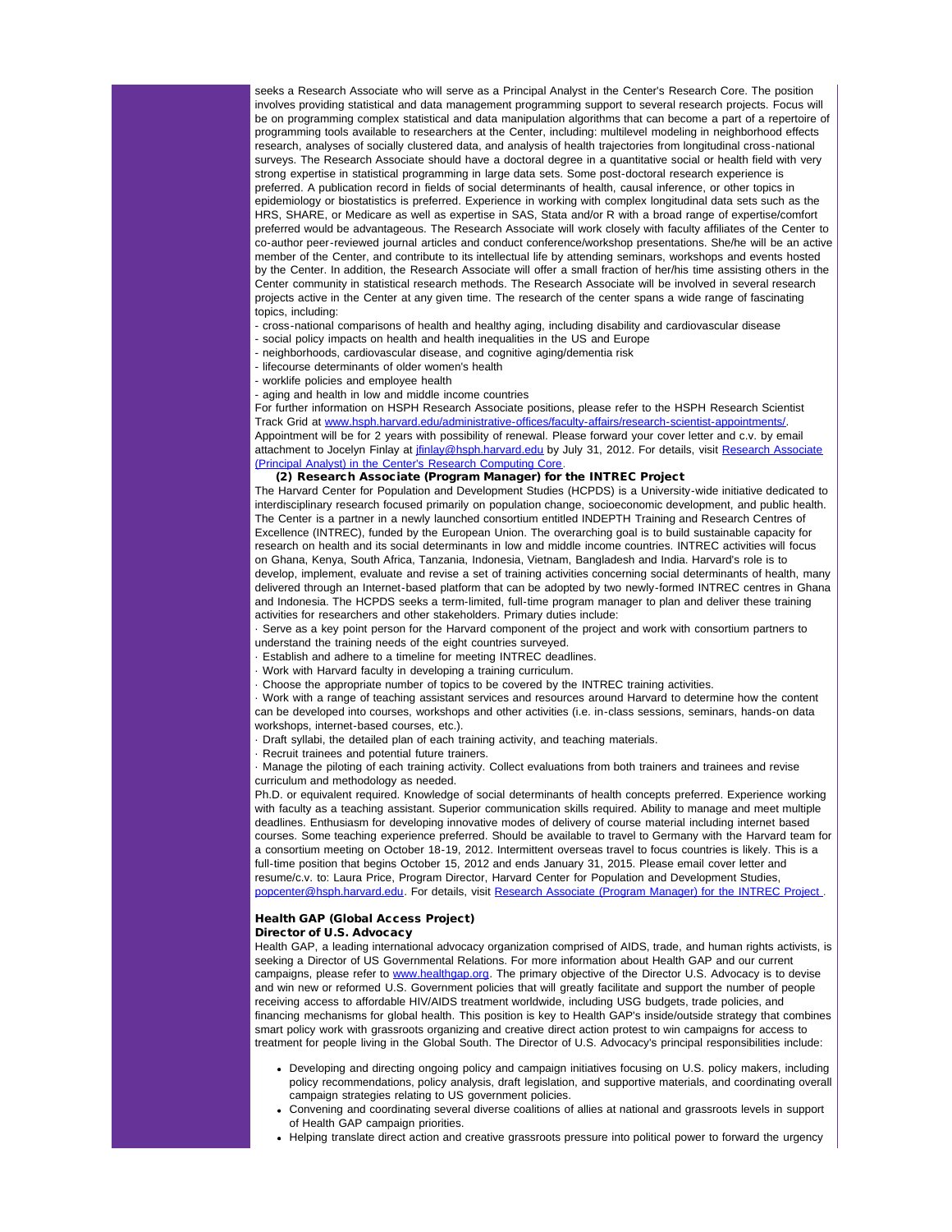seeks a Research Associate who will serve as a Principal Analyst in the Center's Research Core. The position involves providing statistical and data management programming support to several research projects. Focus will be on programming complex statistical and data manipulation algorithms that can become a part of a repertoire of programming tools available to researchers at the Center, including: multilevel modeling in neighborhood effects research, analyses of socially clustered data, and analysis of health trajectories from longitudinal cross-national surveys. The Research Associate should have a doctoral degree in a quantitative social or health field with very strong expertise in statistical programming in large data sets. Some post-doctoral research experience is preferred. A publication record in fields of social determinants of health, causal inference, or other topics in epidemiology or biostatistics is preferred. Experience in working with complex longitudinal data sets such as the HRS, SHARE, or Medicare as well as expertise in SAS, Stata and/or R with a broad range of expertise/comfort preferred would be advantageous. The Research Associate will work closely with faculty affiliates of the Center to co-author peer-reviewed journal articles and conduct conference/workshop presentations. She/he will be an active member of the Center, and contribute to its intellectual life by attending seminars, workshops and events hosted by the Center. In addition, the Research Associate will offer a small fraction of her/his time assisting others in the Center community in statistical research methods. The Research Associate will be involved in several research projects active in the Center at any given time. The research of the center spans a wide range of fascinating topics, including:

- cross-national comparisons of health and healthy aging, including disability and cardiovascular disease
- social policy impacts on health and health inequalities in the US and Europe
- neighborhoods, cardiovascular disease, and cognitive aging/dementia risk
- lifecourse determinants of older women's health
- worklife policies and employee health
- aging and health in low and middle income countries

For further information on HSPH Research Associate positions, please refer to the HSPH Research Scientist Track Grid at www.hsph.harvard.edu/administrative-offices/faculty-affairs/research-scientist-appointments/. Appointment will be for 2 years with possibility of renewal. Please forward your cover letter and c.v. by email attachment to Jocelyn Finlay at jfinlay@hsph.harvard.edu by July 31, 2012. For details, visit Research Associate (Principal Analyst) in the Center's Research Computing Core.

**(2) Research Associate (Program Manager) for the INTREC Project**

The Harvard Center for Population and Development Studies (HCPDS) is a University-wide initiative dedicated to interdisciplinary research focused primarily on population change, socioeconomic development, and public health. The Center is a partner in a newly launched consortium entitled INDEPTH Training and Research Centres of Excellence (INTREC), funded by the European Union. The overarching goal is to build sustainable capacity for research on health and its social determinants in low and middle income countries. INTREC activities will focus on Ghana, Kenya, South Africa, Tanzania, Indonesia, Vietnam, Bangladesh and India. Harvard's role is to develop, implement, evaluate and revise a set of training activities concerning social determinants of health, many delivered through an Internet-based platform that can be adopted by two newly-formed INTREC centres in Ghana and Indonesia. The HCPDS seeks a term-limited, full-time program manager to plan and deliver these training activities for researchers and other stakeholders. Primary duties include:

· Serve as a key point person for the Harvard component of the project and work with consortium partners to understand the training needs of the eight countries surveyed.

· Establish and adhere to a timeline for meeting INTREC deadlines.

· Work with Harvard faculty in developing a training curriculum.

· Choose the appropriate number of topics to be covered by the INTREC training activities.

· Work with a range of teaching assistant services and resources around Harvard to determine how the content can be developed into courses, workshops and other activities (i.e. in-class sessions, seminars, hands-on data workshops, internet-based courses, etc.).

· Draft syllabi, the detailed plan of each training activity, and teaching materials.

· Recruit trainees and potential future trainers.

· Manage the piloting of each training activity. Collect evaluations from both trainers and trainees and revise curriculum and methodology as needed.

Ph.D. or equivalent required. Knowledge of social determinants of health concepts preferred. Experience working with faculty as a teaching assistant. Superior communication skills required. Ability to manage and meet multiple deadlines. Enthusiasm for developing innovative modes of delivery of course material including internet based courses. Some teaching experience preferred. Should be available to travel to Germany with the Harvard team for a consortium meeting on October 18-19, 2012. Intermittent overseas travel to focus countries is likely. This is a full-time position that begins October 15, 2012 and ends January 31, 2015. Please email cover letter and resume/c.v. to: Laura Price, Program Director, Harvard Center for Population and Development Studies, popcenter@hsph.harvard.edu. For details, visit Research Associate (Program Manager) for the INTREC Project .

### Health GAP (Global Access Project)

**Director of U.S. Advocacy**

Health GAP, a leading international advocacy organization comprised of AIDS, trade, and human rights activists, is seeking a Director of US Governmental Relations. For more information about Health GAP and our current campaigns, please refer to www.healthgap.org. The primary objective of the Director U.S. Advocacy is to devise and win new or reformed U.S. Government policies that will greatly facilitate and support the number of people receiving access to affordable HIV/AIDS treatment worldwide, including USG budgets, trade policies, and financing mechanisms for global health. This position is key to Health GAP's inside/outside strategy that combines smart policy work with grassroots organizing and creative direct action protest to win campaigns for access to treatment for people living in the Global South. The Director of U.S. Advocacy's principal responsibilities include:

- Developing and directing ongoing policy and campaign initiatives focusing on U.S. policy makers, including policy recommendations, policy analysis, draft legislation, and supportive materials, and coordinating overall campaign strategies relating to US government policies.
- Convening and coordinating several diverse coalitions of allies at national and grassroots levels in support of Health GAP campaign priorities.
- Helping translate direct action and creative grassroots pressure into political power to forward the urgency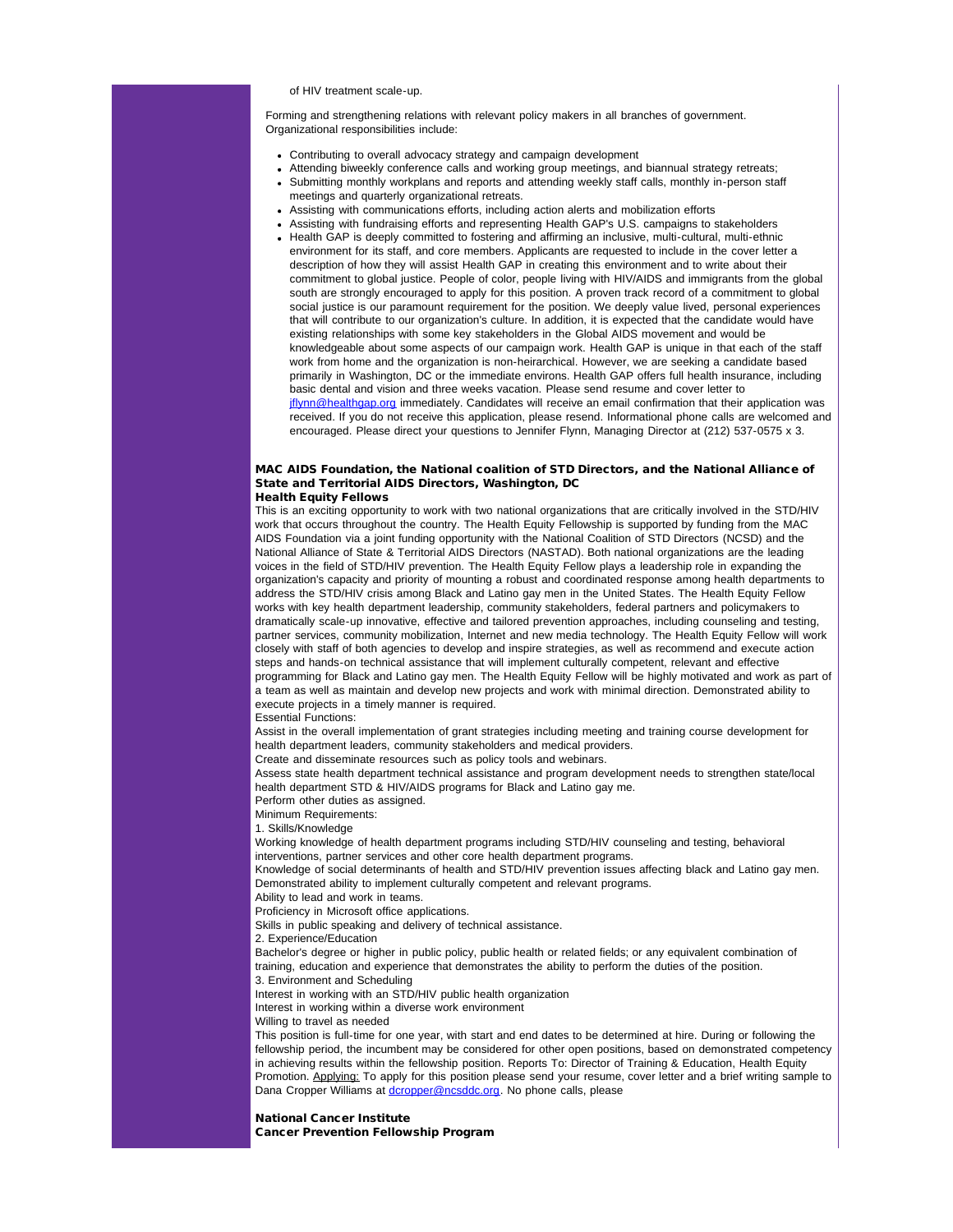of HIV treatment scale-up.

Forming and strengthening relations with relevant policy makers in all branches of government. Organizational responsibilities include:

- Contributing to overall advocacy strategy and campaign development
- Attending biweekly conference calls and working group meetings, and biannual strategy retreats;
- Submitting monthly workplans and reports and attending weekly staff calls, monthly in-person staff meetings and quarterly organizational retreats.
- Assisting with communications efforts, including action alerts and mobilization efforts
- Assisting with fundraising efforts and representing Health GAP's U.S. campaigns to stakeholders
- Health GAP is deeply committed to fostering and affirming an inclusive, multi-cultural, multi-ethnic environment for its staff, and core members. Applicants are requested to include in the cover letter a description of how they will assist Health GAP in creating this environment and to write about their commitment to global justice. People of color, people living with HIV/AIDS and immigrants from the global south are strongly encouraged to apply for this position. A proven track record of a commitment to global social justice is our paramount requirement for the position. We deeply value lived, personal experiences that will contribute to our organization's culture. In addition, it is expected that the candidate would have existing relationships with some key stakeholders in the Global AIDS movement and would be knowledgeable about some aspects of our campaign work. Health GAP is unique in that each of the staff work from home and the organization is non-heirarchical. However, we are seeking a candidate based primarily in Washington, DC or the immediate environs. Health GAP offers full health insurance, including basic dental and vision and three weeks vacation. Please send resume and cover letter to jflynn@healthgap.org immediately. Candidates will receive an email confirmation that their application was received. If you do not receive this application, please resend. Informational phone calls are welcomed and encouraged. Please direct your questions to Jennifer Flynn, Managing Director at (212) 537-0575 x 3.

**MAC AIDS Foundation, the National coalition of STD Directors, and the National Alliance of State and Territorial AIDS Directors, Washington, DC**
**Health Equity Fellows**

This is an exciting opportunity to work with two national organizations that are critically involved in the STD/HIV work that occurs throughout the country. The Health Equity Fellowship is supported by funding from the MAC AIDS Foundation via a joint funding opportunity with the National Coalition of STD Directors (NCSD) and the National Alliance of State & Territorial AIDS Directors (NASTAD). Both national organizations are the leading voices in the field of STD/HIV prevention. The Health Equity Fellow plays a leadership role in expanding the organization's capacity and priority of mounting a robust and coordinated response among health departments to address the STD/HIV crisis among Black and Latino gay men in the United States. The Health Equity Fellow works with key health department leadership, community stakeholders, federal partners and policymakers to dramatically scale-up innovative, effective and tailored prevention approaches, including counseling and testing, partner services, community mobilization, Internet and new media technology. The Health Equity Fellow will work closely with staff of both agencies to develop and inspire strategies, as well as recommend and execute action steps and hands-on technical assistance that will implement culturally competent, relevant and effective programming for Black and Latino gay men. The Health Equity Fellow will be highly motivated and work as part of a team as well as maintain and develop new projects and work with minimal direction. Demonstrated ability to execute projects in a timely manner is required.

Essential Functions:

Assist in the overall implementation of grant strategies including meeting and training course development for health department leaders, community stakeholders and medical providers.

Create and disseminate resources such as policy tools and webinars.

Assess state health department technical assistance and program development needs to strengthen state/local health department STD & HIV/AIDS programs for Black and Latino gay me.

Perform other duties as assigned.

Minimum Requirements:

1. Skills/Knowledge

Working knowledge of health department programs including STD/HIV counseling and testing, behavioral interventions, partner services and other core health department programs.

Knowledge of social determinants of health and STD/HIV prevention issues affecting black and Latino gay men.

Demonstrated ability to implement culturally competent and relevant programs.

Ability to lead and work in teams.

Proficiency in Microsoft office applications.

Skills in public speaking and delivery of technical assistance.

2. Experience/Education

Bachelor's degree or higher in public policy, public health or related fields; or any equivalent combination of training, education and experience that demonstrates the ability to perform the duties of the position.

3. Environment and Scheduling

Interest in working with an STD/HIV public health organization

Interest in working within a diverse work environment

Willing to travel as needed

This position is full-time for one year, with start and end dates to be determined at hire. During or following the fellowship period, the incumbent may be considered for other open positions, based on demonstrated competency in achieving results within the fellowship position. Reports To: Director of Training & Education, Health Equity Promotion. Applying: To apply for this position please send your resume, cover letter and a brief writing sample to Dana Cropper Williams at dcropper@ncsddc.org. No phone calls, please

**National Cancer Institute**
**Cancer Prevention Fellowship Program**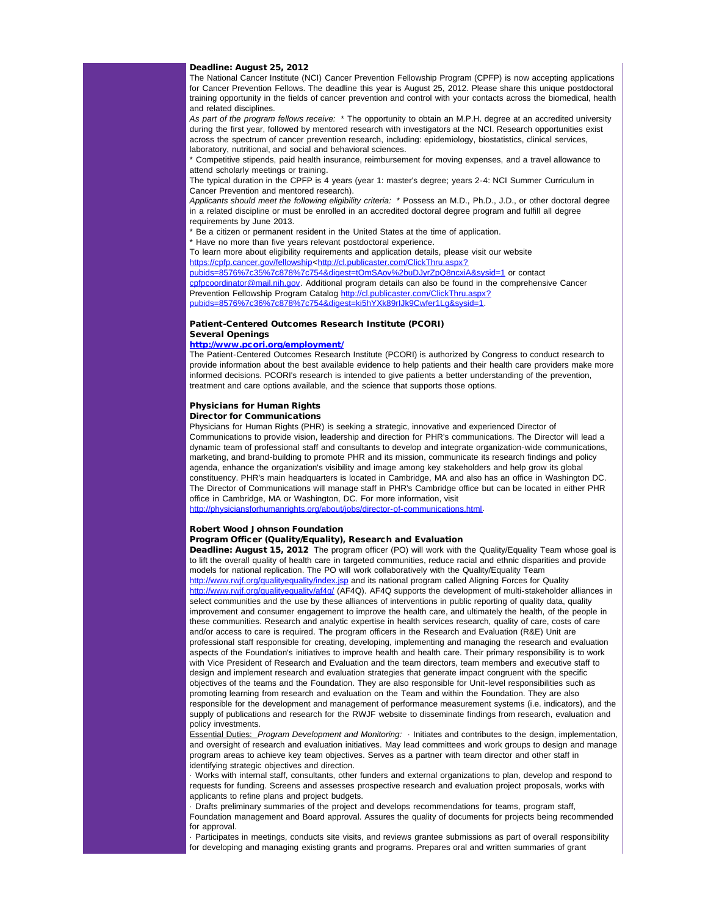**Deadline: August 25, 2012**

The National Cancer Institute (NCI) Cancer Prevention Fellowship Program (CPFP) is now accepting applications for Cancer Prevention Fellows. The deadline this year is August 25, 2012. Please share this unique postdoctoral training opportunity in the fields of cancer prevention and control with your contacts across the biomedical, health and related disciplines.

*As part of the program fellows receive:* * The opportunity to obtain an M.P.H. degree at an accredited university during the first year, followed by mentored research with investigators at the NCI. Research opportunities exist across the spectrum of cancer prevention research, including: epidemiology, biostatistics, clinical services, laboratory, nutritional, and social and behavioral sciences.

* Competitive stipends, paid health insurance, reimbursement for moving expenses, and a travel allowance to attend scholarly meetings or training.

The typical duration in the CPFP is 4 years (year 1: master's degree; years 2-4: NCI Summer Curriculum in Cancer Prevention and mentored research).

*Applicants should meet the following eligibility criteria:* * Possess an M.D., Ph.D., J.D., or other doctoral degree in a related discipline or must be enrolled in an accredited doctoral degree program and fulfill all degree requirements by June 2013.

* Be a citizen or permanent resident in the United States at the time of application.

* Have no more than five years relevant postdoctoral experience.

To learn more about eligibility requirements and application details, please visit our website https://cpfp.cancer.gov/fellowship<http://cl.publicaster.com/ClickThru.aspx?pubids=8576%7c35%7c878%7c754&digest=tOmSAov%2buDJyrZpQ8ncxiA&sysid=1 or contact cpfpcoordinator@mail.nih.gov. Additional program details can also be found in the comprehensive Cancer Prevention Fellowship Program Catalog http://cl.publicaster.com/ClickThru.aspx?pubids=8576%7c36%7c878%7c754&digest=ki5hYXk89rIJk9Cwfer1Lg&sysid=1.

**Patient-Centered Outcomes Research Institute (PCORI)**
**Several Openings**
**http://www.pcori.org/employment/**

The Patient-Centered Outcomes Research Institute (PCORI) is authorized by Congress to conduct research to provide information about the best available evidence to help patients and their health care providers make more informed decisions. PCORI's research is intended to give patients a better understanding of the prevention, treatment and care options available, and the science that supports those options.

**Physicians for Human Rights**
**Director for Communications**

Physicians for Human Rights (PHR) is seeking a strategic, innovative and experienced Director of Communications to provide vision, leadership and direction for PHR's communications. The Director will lead a dynamic team of professional staff and consultants to develop and integrate organization-wide communications, marketing, and brand-building to promote PHR and its mission, communicate its research findings and policy agenda, enhance the organization's visibility and image among key stakeholders and help grow its global constituency. PHR's main headquarters is located in Cambridge, MA and also has an office in Washington DC. The Director of Communications will manage staff in PHR's Cambridge office but can be located in either PHR office in Cambridge, MA or Washington, DC. For more information, visit http://physiciansforhumanrights.org/about/jobs/director-of-communications.html.

**Robert Wood Johnson Foundation**
**Program Officer (Quality/Equality), Research and Evaluation**

**Deadline: August 15, 2012** The program officer (PO) will work with the Quality/Equality Team whose goal is to lift the overall quality of health care in targeted communities, reduce racial and ethnic disparities and provide models for national replication. The PO will work collaboratively with the Quality/Equality Team http://www.rwjf.org/qualityequality/index.jsp and its national program called Aligning Forces for Quality http://www.rwjf.org/qualityequality/af4q/ (AF4Q). AF4Q supports the development of multi-stakeholder alliances in select communities and the use by these alliances of interventions in public reporting of quality data, quality improvement and consumer engagement to improve the health care, and ultimately the health, of the people in these communities. Research and analytic expertise in health services research, quality of care, costs of care and/or access to care is required. The program officers in the Research and Evaluation (R&E) Unit are professional staff responsible for creating, developing, implementing and managing the research and evaluation aspects of the Foundation's initiatives to improve health and health care. Their primary responsibility is to work with Vice President of Research and Evaluation and the team directors, team members and executive staff to design and implement research and evaluation strategies that generate impact congruent with the specific objectives of the teams and the Foundation. They are also responsible for Unit-level responsibilities such as promoting learning from research and evaluation on the Team and within the Foundation. They are also responsible for the development and management of performance measurement systems (i.e. indicators), and the supply of publications and research for the RWJF website to disseminate findings from research, evaluation and policy investments.

Essential Duties: *Program Development and Monitoring:* · Initiates and contributes to the design, implementation, and oversight of research and evaluation initiatives. May lead committees and work groups to design and manage program areas to achieve key team objectives. Serves as a partner with team director and other staff in identifying strategic objectives and direction.

· Works with internal staff, consultants, other funders and external organizations to plan, develop and respond to requests for funding. Screens and assesses prospective research and evaluation project proposals, works with applicants to refine plans and project budgets.

· Drafts preliminary summaries of the project and develops recommendations for teams, program staff, Foundation management and Board approval. Assures the quality of documents for projects being recommended for approval.

· Participates in meetings, conducts site visits, and reviews grantee submissions as part of overall responsibility for developing and managing existing grants and programs. Prepares oral and written summaries of grant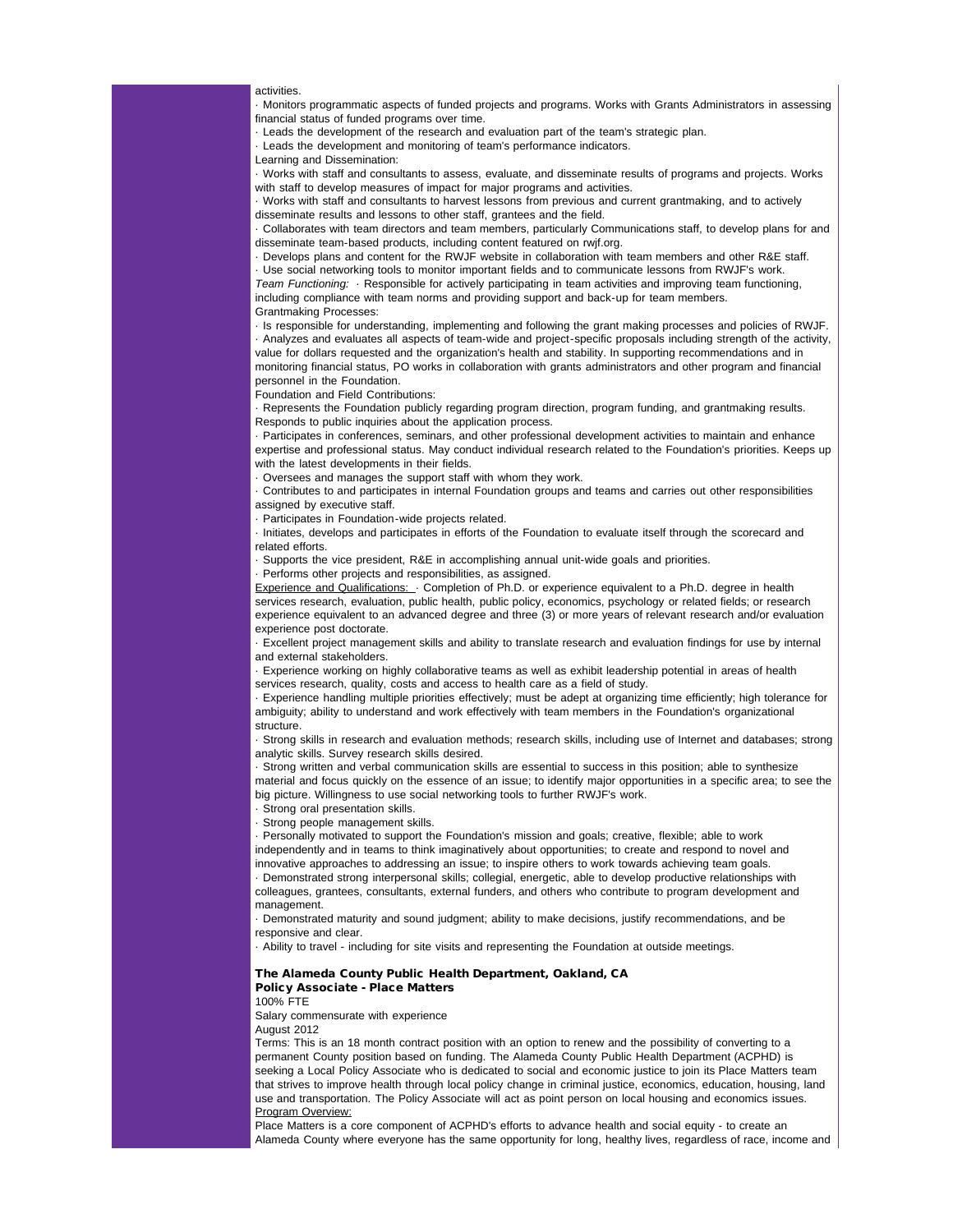activities.

· Monitors programmatic aspects of funded projects and programs. Works with Grants Administrators in assessing financial status of funded programs over time.

· Leads the development of the research and evaluation part of the team's strategic plan.

· Leads the development and monitoring of team's performance indicators.

Learning and Dissemination:

· Works with staff and consultants to assess, evaluate, and disseminate results of programs and projects. Works with staff to develop measures of impact for major programs and activities.

· Works with staff and consultants to harvest lessons from previous and current grantmaking, and to actively disseminate results and lessons to other staff, grantees and the field.

· Collaborates with team directors and team members, particularly Communications staff, to develop plans for and disseminate team-based products, including content featured on rwjf.org.

· Develops plans and content for the RWJF website in collaboration with team members and other R&E staff.

· Use social networking tools to monitor important fields and to communicate lessons from RWJF's work.

*Team Functioning:* · Responsible for actively participating in team activities and improving team functioning, including compliance with team norms and providing support and back-up for team members.

Grantmaking Processes:

· Is responsible for understanding, implementing and following the grant making processes and policies of RWJF.

· Analyzes and evaluates all aspects of team-wide and project-specific proposals including strength of the activity, value for dollars requested and the organization's health and stability. In supporting recommendations and in monitoring financial status, PO works in collaboration with grants administrators and other program and financial personnel in the Foundation.

Foundation and Field Contributions:

· Represents the Foundation publicly regarding program direction, program funding, and grantmaking results. Responds to public inquiries about the application process.

· Participates in conferences, seminars, and other professional development activities to maintain and enhance expertise and professional status. May conduct individual research related to the Foundation's priorities. Keeps up with the latest developments in their fields.

· Oversees and manages the support staff with whom they work.

· Contributes to and participates in internal Foundation groups and teams and carries out other responsibilities assigned by executive staff.

· Participates in Foundation-wide projects related.

· Initiates, develops and participates in efforts of the Foundation to evaluate itself through the scorecard and related efforts.

· Supports the vice president, R&E in accomplishing annual unit-wide goals and priorities.

· Performs other projects and responsibilities, as assigned.

<u>Experience and Qualifications:</u> · Completion of Ph.D. or experience equivalent to a Ph.D. degree in health services research, evaluation, public health, public policy, economics, psychology or related fields; or research experience equivalent to an advanced degree and three (3) or more years of relevant research and/or evaluation experience post doctorate.

· Excellent project management skills and ability to translate research and evaluation findings for use by internal and external stakeholders.

· Experience working on highly collaborative teams as well as exhibit leadership potential in areas of health services research, quality, costs and access to health care as a field of study.

· Experience handling multiple priorities effectively; must be adept at organizing time efficiently; high tolerance for ambiguity; ability to understand and work effectively with team members in the Foundation's organizational structure.

· Strong skills in research and evaluation methods; research skills, including use of Internet and databases; strong analytic skills. Survey research skills desired.

· Strong written and verbal communication skills are essential to success in this position; able to synthesize material and focus quickly on the essence of an issue; to identify major opportunities in a specific area; to see the big picture. Willingness to use social networking tools to further RWJF's work.

· Strong oral presentation skills.

· Strong people management skills.

· Personally motivated to support the Foundation's mission and goals; creative, flexible; able to work independently and in teams to think imaginatively about opportunities; to create and respond to novel and innovative approaches to addressing an issue; to inspire others to work towards achieving team goals.

· Demonstrated strong interpersonal skills; collegial, energetic, able to develop productive relationships with colleagues, grantees, consultants, external funders, and others who contribute to program development and management.

· Demonstrated maturity and sound judgment; ability to make decisions, justify recommendations, and be responsive and clear.

· Ability to travel - including for site visits and representing the Foundation at outside meetings.

**The Alameda County Public Health Department, Oakland, CA**
**Policy Associate - Place Matters**

100% FTE

Salary commensurate with experience

August 2012

Terms: This is an 18 month contract position with an option to renew and the possibility of converting to a permanent County position based on funding. The Alameda County Public Health Department (ACPHD) is seeking a Local Policy Associate who is dedicated to social and economic justice to join its Place Matters team that strives to improve health through local policy change in criminal justice, economics, education, housing, land use and transportation. The Policy Associate will act as point person on local housing and economics issues.

<u>Program Overview:</u>

Place Matters is a core component of ACPHD's efforts to advance health and social equity - to create an Alameda County where everyone has the same opportunity for long, healthy lives, regardless of race, income and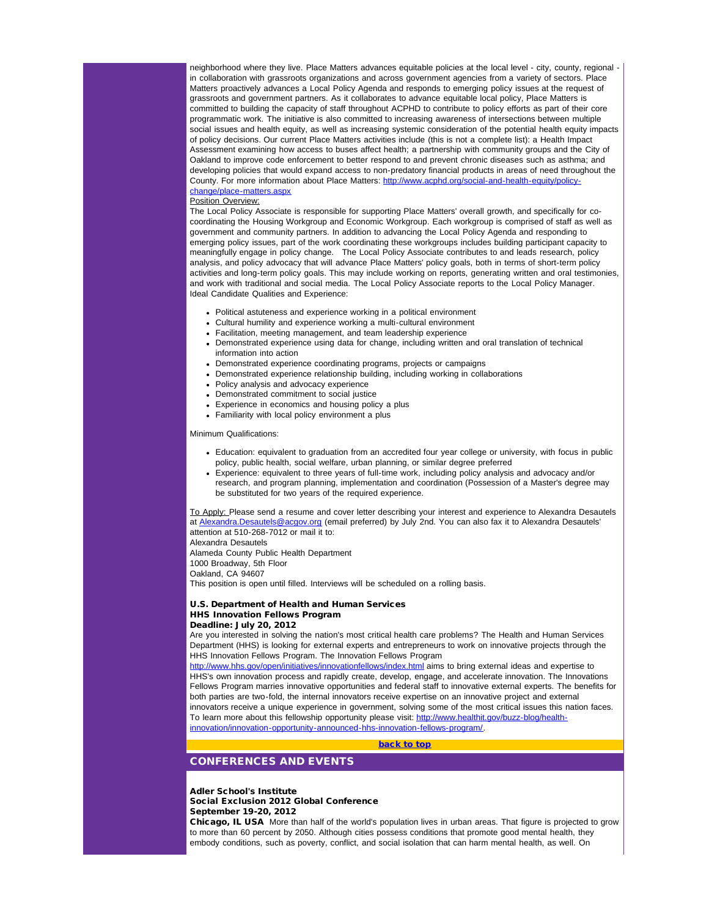neighborhood where they live. Place Matters advances equitable policies at the local level - city, county, regional - in collaboration with grassroots organizations and across government agencies from a variety of sectors. Place Matters proactively advances a Local Policy Agenda and responds to emerging policy issues at the request of grassroots and government partners. As it collaborates to advance equitable local policy, Place Matters is committed to building the capacity of staff throughout ACPHD to contribute to policy efforts as part of their core programmatic work. The initiative is also committed to increasing awareness of intersections between multiple social issues and health equity, as well as increasing systemic consideration of the potential health equity impacts of policy decisions. Our current Place Matters activities include (this is not a complete list): a Health Impact Assessment examining how access to buses affect health; a partnership with community groups and the City of Oakland to improve code enforcement to better respond to and prevent chronic diseases such as asthma; and developing policies that would expand access to non-predatory financial products in areas of need throughout the County. For more information about Place Matters: [http://www.acphd.org/social-and-health-equity/policy-change/place-matters.aspx](http://www.acphd.org/social-and-health-equity/policy-change/place-matters.aspx)

Position Overview:

The Local Policy Associate is responsible for supporting Place Matters' overall growth, and specifically for co-coordinating the Housing Workgroup and Economic Workgroup. Each workgroup is comprised of staff as well as government and community partners. In addition to advancing the Local Policy Agenda and responding to emerging policy issues, part of the work coordinating these workgroups includes building participant capacity to meaningfully engage in policy change. The Local Policy Associate contributes to and leads research, policy analysis, and policy advocacy that will advance Place Matters' policy goals, both in terms of short-term policy activities and long-term policy goals. This may include working on reports, generating written and oral testimonies, and work with traditional and social media. The Local Policy Associate reports to the Local Policy Manager.

Ideal Candidate Qualities and Experience:

- Political astuteness and experience working in a political environment
- Cultural humility and experience working a multi-cultural environment
- Facilitation, meeting management, and team leadership experience
- Demonstrated experience using data for change, including written and oral translation of technical information into action
- Demonstrated experience coordinating programs, projects or campaigns
- Demonstrated experience relationship building, including working in collaborations
- Policy analysis and advocacy experience
- Demonstrated commitment to social justice
- Experience in economics and housing policy a plus
- Familiarity with local policy environment a plus

Minimum Qualifications:

- Education: equivalent to graduation from an accredited four year college or university, with focus in public policy, public health, social welfare, urban planning, or similar degree preferred
- Experience: equivalent to three years of full-time work, including policy analysis and advocacy and/or research, and program planning, implementation and coordination (Possession of a Master's degree may be substituted for two years of the required experience.

To Apply: Please send a resume and cover letter describing your interest and experience to Alexandra Desautels at [Alexandra.Desautels@acgov.org](mailto:Alexandra.Desautels@acgov.org) (email preferred) by July 2nd. You can also fax it to Alexandra Desautels' attention at 510-268-7012 or mail it to:

Alexandra Desautels
Alameda County Public Health Department
1000 Broadway, 5th Floor
Oakland, CA 94607

This position is open until filled. Interviews will be scheduled on a rolling basis.

**U.S. Department of Health and Human Services**
**HHS Innovation Fellows Program**
**Deadline: July 20, 2012**

Are you interested in solving the nation's most critical health care problems? The Health and Human Services Department (HHS) is looking for external experts and entrepreneurs to work on innovative projects through the HHS Innovation Fellows Program. The Innovation Fellows Program [http://www.hhs.gov/open/initiatives/innovationfellows/index.html](http://www.hhs.gov/open/initiatives/innovationfellows/index.html) aims to bring external ideas and expertise to HHS's own innovation process and rapidly create, develop, engage, and accelerate innovation. The Innovations Fellows Program marries innovative opportunities and federal staff to innovative external experts. The benefits for both parties are two-fold, the internal innovators receive expertise on an innovative project and external innovators receive a unique experience in government, solving some of the most critical issues this nation faces. To learn more about this fellowship opportunity please visit: [http://www.healthit.gov/buzz-blog/health-innovation/innovation-opportunity-announced-hhs-innovation-fellows-program/](http://www.healthit.gov/buzz-blog/health-innovation/innovation-opportunity-announced-hhs-innovation-fellows-program/).

**back to top**

## CONFERENCES AND EVENTS

**Adler School's Institute**
**Social Exclusion 2012 Global Conference**
**September 19-20, 2012**

**Chicago, IL USA** More than half of the world's population lives in urban areas. That figure is projected to grow to more than 60 percent by 2050. Although cities possess conditions that promote good mental health, they embody conditions, such as poverty, conflict, and social isolation that can harm mental health, as well. On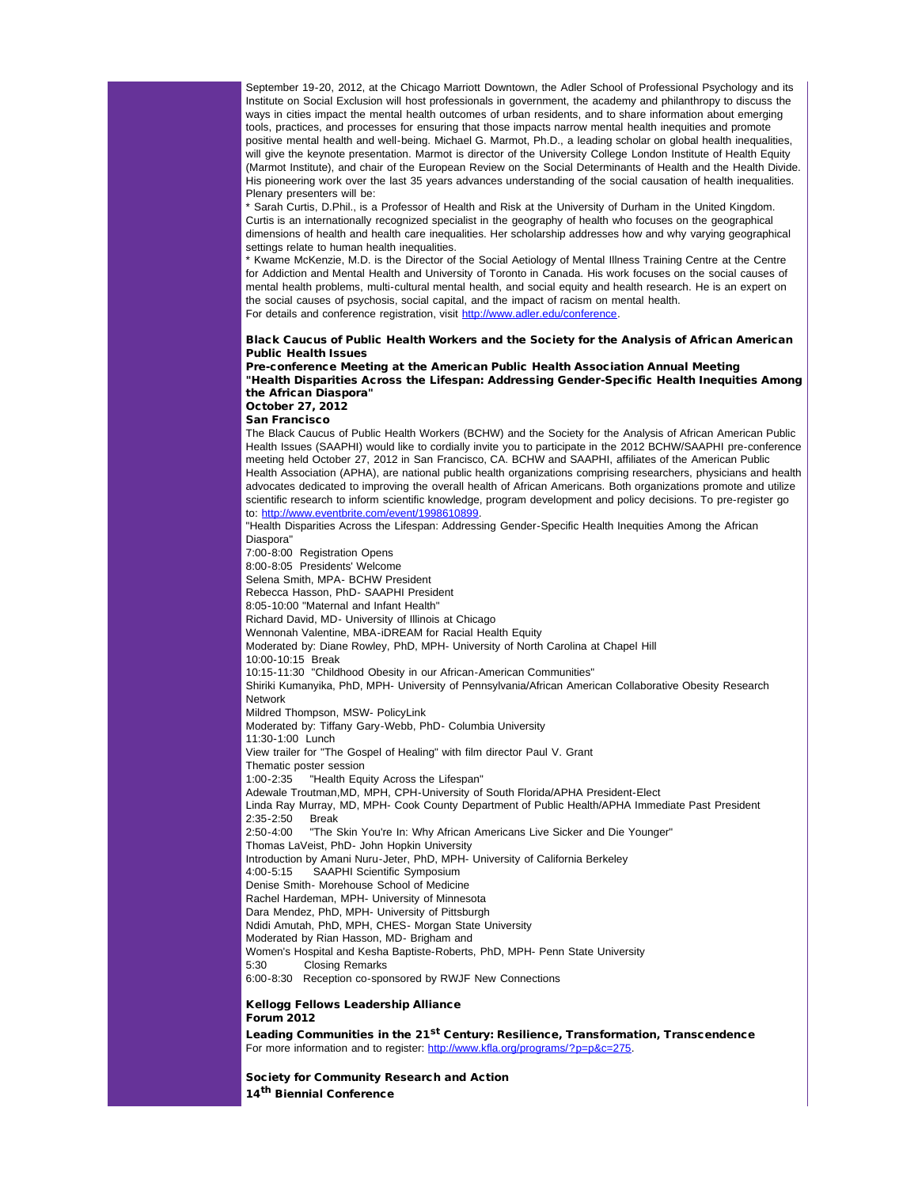September 19-20, 2012, at the Chicago Marriott Downtown, the Adler School of Professional Psychology and its Institute on Social Exclusion will host professionals in government, the academy and philanthropy to discuss the ways in cities impact the mental health outcomes of urban residents, and to share information about emerging tools, practices, and processes for ensuring that those impacts narrow mental health inequities and promote positive mental health and well-being. Michael G. Marmot, Ph.D., a leading scholar on global health inequalities, will give the keynote presentation. Marmot is director of the University College London Institute of Health Equity (Marmot Institute), and chair of the European Review on the Social Determinants of Health and the Health Divide. His pioneering work over the last 35 years advances understanding of the social causation of health inequalities. Plenary presenters will be:

* Sarah Curtis, D.Phil., is a Professor of Health and Risk at the University of Durham in the United Kingdom. Curtis is an internationally recognized specialist in the geography of health who focuses on the geographical dimensions of health and health care inequalities. Her scholarship addresses how and why varying geographical settings relate to human health inequalities.

* Kwame McKenzie, M.D. is the Director of the Social Aetiology of Mental Illness Training Centre at the Centre for Addiction and Mental Health and University of Toronto in Canada. His work focuses on the social causes of mental health problems, multi-cultural mental health, and social equity and health research. He is an expert on the social causes of psychosis, social capital, and the impact of racism on mental health.

For details and conference registration, visit http://www.adler.edu/conference.

**Black Caucus of Public Health Workers and the Society for the Analysis of African American Public Health Issues**
**Pre-conference Meeting at the American Public Health Association Annual Meeting**
**"Health Disparities Across the Lifespan: Addressing Gender-Specific Health Inequities Among the African Diaspora"**
**October 27, 2012**
**San Francisco**

The Black Caucus of Public Health Workers (BCHW) and the Society for the Analysis of African American Public Health Issues (SAAPHI) would like to cordially invite you to participate in the 2012 BCHW/SAAPHI pre-conference meeting held October 27, 2012 in San Francisco, CA. BCHW and SAAPHI, affiliates of the American Public Health Association (APHA), are national public health organizations comprising researchers, physicians and health advocates dedicated to improving the overall health of African Americans. Both organizations promote and utilize scientific research to inform scientific knowledge, program development and policy decisions. To pre-register go to: http://www.eventbrite.com/event/1998610899.

"Health Disparities Across the Lifespan: Addressing Gender-Specific Health Inequities Among the African Diaspora"

7:00-8:00 Registration Opens
8:00-8:05 Presidents' Welcome
Selena Smith, MPA- BCHW President
Rebecca Hasson, PhD- SAAPHI President
8:05-10:00 "Maternal and Infant Health"
Richard David, MD- University of Illinois at Chicago
Wennonah Valentine, MBA-iDREAM for Racial Health Equity
Moderated by: Diane Rowley, PhD, MPH- University of North Carolina at Chapel Hill
10:00-10:15 Break
10:15-11:30 "Childhood Obesity in our African-American Communities"
Shiriki Kumanyika, PhD, MPH- University of Pennsylvania/African American Collaborative Obesity Research Network
Mildred Thompson, MSW- PolicyLink
Moderated by: Tiffany Gary-Webb, PhD- Columbia University
11:30-1:00 Lunch
View trailer for "The Gospel of Healing" with film director Paul V. Grant
Thematic poster session
1:00-2:35 "Health Equity Across the Lifespan"
Adewale Troutman,MD, MPH, CPH-University of South Florida/APHA President-Elect
Linda Ray Murray, MD, MPH- Cook County Department of Public Health/APHA Immediate Past President
2:35-2:50 Break
2:50-4:00 "The Skin You're In: Why African Americans Live Sicker and Die Younger"
Thomas LaVeist, PhD- John Hopkin University
Introduction by Amani Nuru-Jeter, PhD, MPH- University of California Berkeley
4:00-5:15 SAAPHI Scientific Symposium
Denise Smith- Morehouse School of Medicine
Rachel Hardeman, MPH- University of Minnesota
Dara Mendez, PhD, MPH- University of Pittsburgh
Ndidi Amutah, PhD, MPH, CHES- Morgan State University
Moderated by Rian Hasson, MD- Brigham and
Women's Hospital and Kesha Baptiste-Roberts, PhD, MPH- Penn State University
5:30 Closing Remarks
6:00-8:30 Reception co-sponsored by RWJF New Connections

**Kellogg Fellows Leadership Alliance**
**Forum 2012**

**Leading Communities in the 21st Century: Resilience, Transformation, Transcendence**
For more information and to register: http://www.kfla.org/programs/?p=p&c=275.

**Society for Community Research and Action**
**14th Biennial Conference**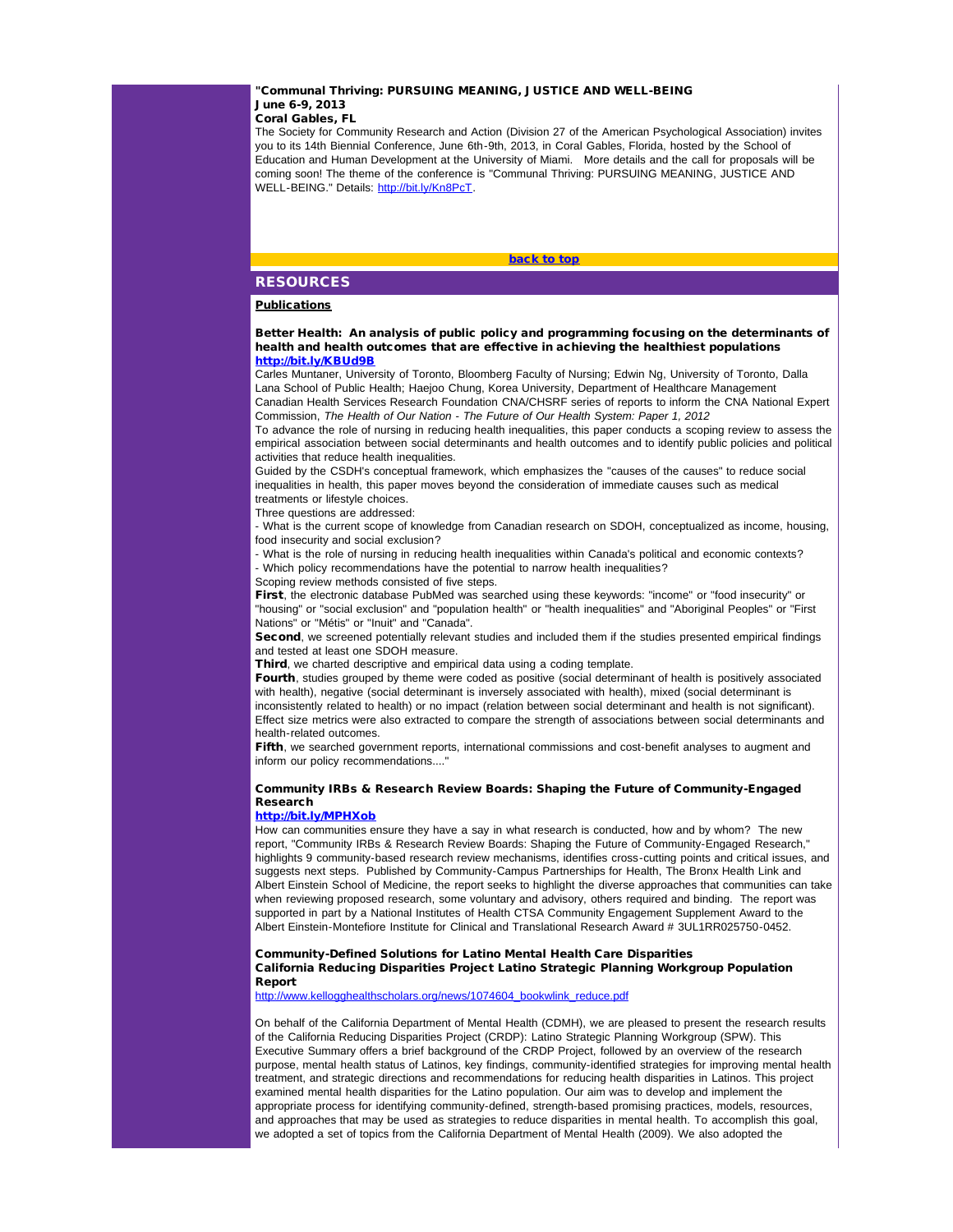**"Communal Thriving: PURSUING MEANING, JUSTICE AND WELL-BEING**
**June 6-9, 2013**
**Coral Gables, FL**

The Society for Community Research and Action (Division 27 of the American Psychological Association) invites you to its 14th Biennial Conference, June 6th-9th, 2013, in Coral Gables, Florida, hosted by the School of Education and Human Development at the University of Miami. More details and the call for proposals will be coming soon! The theme of the conference is "Communal Thriving: PURSUING MEANING, JUSTICE AND WELL-BEING." Details: http://bit.ly/Kn8PcT.

back to top

## RESOURCES

### Publications

**Better Health: An analysis of public policy and programming focusing on the determinants of health and health outcomes that are effective in achieving the healthiest populations**
**http://bit.ly/KBUd9B**

Carles Muntaner, University of Toronto, Bloomberg Faculty of Nursing; Edwin Ng, University of Toronto, Dalla Lana School of Public Health; Haejoo Chung, Korea University, Department of Healthcare Management
Canadian Health Services Research Foundation CNA/CHSRF series of reports to inform the CNA National Expert Commission, *The Health of Our Nation - The Future of Our Health System: Paper 1, 2012*

To advance the role of nursing in reducing health inequalities, this paper conducts a scoping review to assess the empirical association between social determinants and health outcomes and to identify public policies and political activities that reduce health inequalities.

Guided by the CSDH's conceptual framework, which emphasizes the "causes of the causes" to reduce social inequalities in health, this paper moves beyond the consideration of immediate causes such as medical treatments or lifestyle choices.

Three questions are addressed:

- What is the current scope of knowledge from Canadian research on SDOH, conceptualized as income, housing, food insecurity and social exclusion?
- What is the role of nursing in reducing health inequalities within Canada's political and economic contexts?
- Which policy recommendations have the potential to narrow health inequalities?

Scoping review methods consisted of five steps.

**First**, the electronic database PubMed was searched using these keywords: "income" or "food insecurity" or "housing" or "social exclusion" and "population health" or "health inequalities" and "Aboriginal Peoples" or "First Nations" or "Métis" or "Inuit" and "Canada".

**Second**, we screened potentially relevant studies and included them if the studies presented empirical findings and tested at least one SDOH measure.

**Third**, we charted descriptive and empirical data using a coding template.

**Fourth**, studies grouped by theme were coded as positive (social determinant of health is positively associated with health), negative (social determinant is inversely associated with health), mixed (social determinant is inconsistently related to health) or no impact (relation between social determinant and health is not significant). Effect size metrics were also extracted to compare the strength of associations between social determinants and health-related outcomes.

**Fifth**, we searched government reports, international commissions and cost-benefit analyses to augment and inform our policy recommendations...."

**Community IRBs & Research Review Boards: Shaping the Future of Community-Engaged Research**
**http://bit.ly/MPHXob**

How can communities ensure they have a say in what research is conducted, how and by whom? The new report, "Community IRBs & Research Review Boards: Shaping the Future of Community-Engaged Research," highlights 9 community-based research review mechanisms, identifies cross-cutting points and critical issues, and suggests next steps. Published by Community-Campus Partnerships for Health, The Bronx Health Link and Albert Einstein School of Medicine, the report seeks to highlight the diverse approaches that communities can take when reviewing proposed research, some voluntary and advisory, others required and binding. The report was supported in part by a National Institutes of Health CTSA Community Engagement Supplement Award to the Albert Einstein-Montefiore Institute for Clinical and Translational Research Award # 3UL1RR025750-0452.

**Community-Defined Solutions for Latino Mental Health Care Disparities**
**California Reducing Disparities Project Latino Strategic Planning Workgroup Population Report**
http://www.kellogghealthscholars.org/news/1074604_bookwlink_reduce.pdf

On behalf of the California Department of Mental Health (CDMH), we are pleased to present the research results of the California Reducing Disparities Project (CRDP): Latino Strategic Planning Workgroup (SPW). This Executive Summary offers a brief background of the CRDP Project, followed by an overview of the research purpose, mental health status of Latinos, key findings, community-identified strategies for improving mental health treatment, and strategic directions and recommendations for reducing health disparities in Latinos. This project examined mental health disparities for the Latino population. Our aim was to develop and implement the appropriate process for identifying community-defined, strength-based promising practices, models, resources, and approaches that may be used as strategies to reduce disparities in mental health. To accomplish this goal, we adopted a set of topics from the California Department of Mental Health (2009). We also adopted the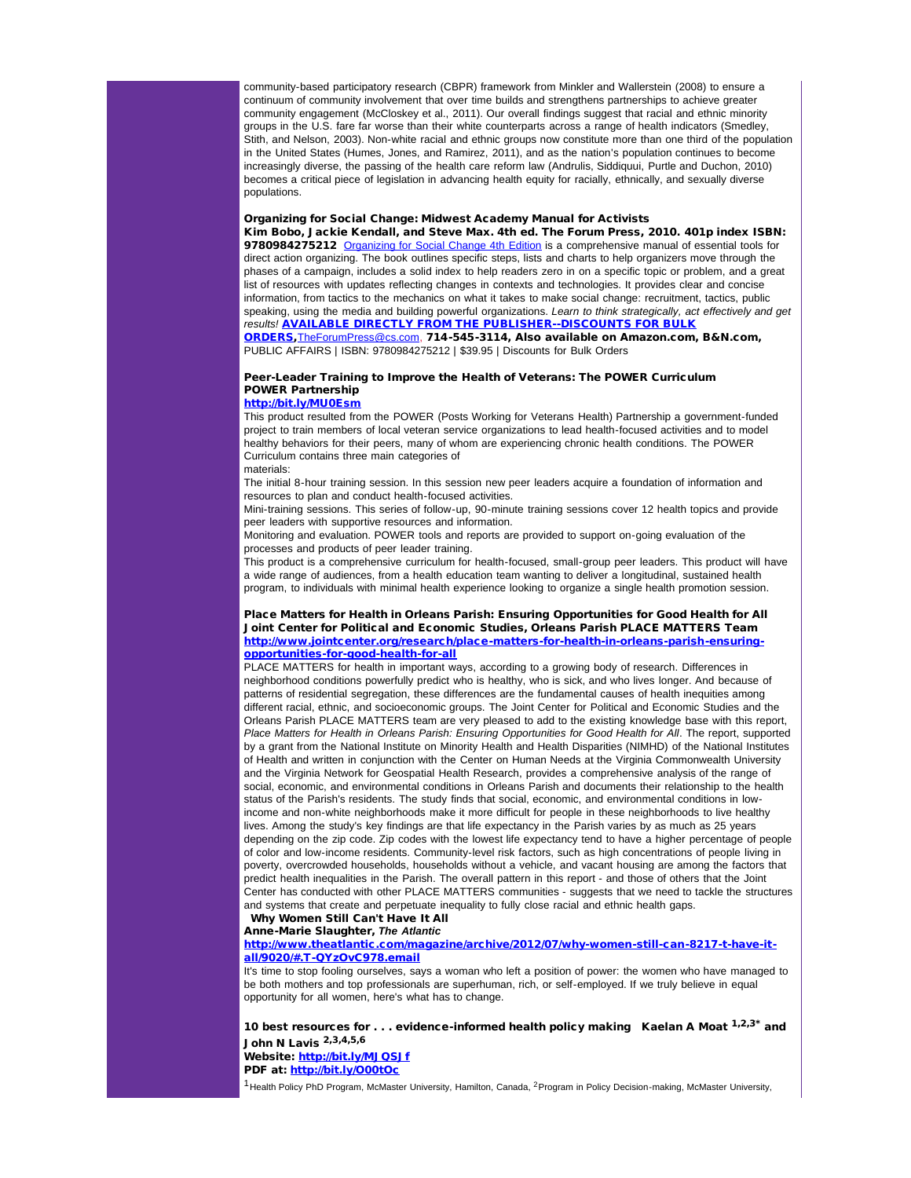community-based participatory research (CBPR) framework from Minkler and Wallerstein (2008) to ensure a continuum of community involvement that over time builds and strengthens partnerships to achieve greater community engagement (McCloskey et al., 2011). Our overall findings suggest that racial and ethnic minority groups in the U.S. fare far worse than their white counterparts across a range of health indicators (Smedley, Stith, and Nelson, 2003). Non-white racial and ethnic groups now constitute more than one third of the population in the United States (Humes, Jones, and Ramirez, 2011), and as the nation's population continues to become increasingly diverse, the passing of the health care reform law (Andrulis, Siddiquui, Purtle and Duchon, 2010) becomes a critical piece of legislation in advancing health equity for racially, ethnically, and sexually diverse populations.

**Organizing for Social Change: Midwest Academy Manual for Activists**
**Kim Bobo, Jackie Kendall, and Steve Max. 4th ed. The Forum Press, 2010. 401p index ISBN: 9780984275212** Organizing for Social Change 4th Edition is a comprehensive manual of essential tools for direct action organizing. The book outlines specific steps, lists and charts to help organizers move through the phases of a campaign, includes a solid index to help readers zero in on a specific topic or problem, and a great list of resources with updates reflecting changes in contexts and technologies. It provides clear and concise information, from tactics to the mechanics on what it takes to make social change: recruitment, tactics, public speaking, using the media and building powerful organizations. *Learn to think strategically, act effectively and get results!* **AVAILABLE DIRECTLY FROM THE PUBLISHER--DISCOUNTS FOR BULK ORDERS,** TheForumPress@cs.com, **714-545-3114, Also available on Amazon.com, B&N.com,** PUBLIC AFFAIRS | ISBN: 9780984275212 | $39.95 | Discounts for Bulk Orders

**Peer-Leader Training to Improve the Health of Veterans: The POWER Curriculum**
**POWER Partnership**
**http://bit.ly/MU0Esm**
This product resulted from the POWER (Posts Working for Veterans Health) Partnership a government-funded project to train members of local veteran service organizations to lead health-focused activities and to model healthy behaviors for their peers, many of whom are experiencing chronic health conditions. The POWER Curriculum contains three main categories of materials:
The initial 8-hour training session. In this session new peer leaders acquire a foundation of information and resources to plan and conduct health-focused activities.
Mini-training sessions. This series of follow-up, 90-minute training sessions cover 12 health topics and provide peer leaders with supportive resources and information.
Monitoring and evaluation. POWER tools and reports are provided to support on-going evaluation of the processes and products of peer leader training.
This product is a comprehensive curriculum for health-focused, small-group peer leaders. This product will have a wide range of audiences, from a health education team wanting to deliver a longitudinal, sustained health program, to individuals with minimal health experience looking to organize a single health promotion session.

**Place Matters for Health in Orleans Parish: Ensuring Opportunities for Good Health for All**
**Joint Center for Political and Economic Studies, Orleans Parish PLACE MATTERS Team**
**http://www.jointcenter.org/research/place-matters-for-health-in-orleans-parish-ensuring-opportunities-for-good-health-for-all**
PLACE MATTERS for health in important ways, according to a growing body of research. Differences in neighborhood conditions powerfully predict who is healthy, who is sick, and who lives longer. And because of patterns of residential segregation, these differences are the fundamental causes of health inequities among different racial, ethnic, and socioeconomic groups. The Joint Center for Political and Economic Studies and the Orleans Parish PLACE MATTERS team are very pleased to add to the existing knowledge base with this report, *Place Matters for Health in Orleans Parish: Ensuring Opportunities for Good Health for All*. The report, supported by a grant from the National Institute on Minority Health and Health Disparities (NIMHD) of the National Institutes of Health and written in conjunction with the Center on Human Needs at the Virginia Commonwealth University and the Virginia Network for Geospatial Health Research, provides a comprehensive analysis of the range of social, economic, and environmental conditions in Orleans Parish and documents their relationship to the health status of the Parish's residents. The study finds that social, economic, and environmental conditions in low-income and non-white neighborhoods make it more difficult for people in these neighborhoods to live healthy lives. Among the study's key findings are that life expectancy in the Parish varies by as much as 25 years depending on the zip code. Zip codes with the lowest life expectancy tend to have a higher percentage of people of color and low-income residents. Community-level risk factors, such as high concentrations of people living in poverty, overcrowded households, households without a vehicle, and vacant housing are among the factors that predict health inequalities in the Parish. The overall pattern in this report - and those of others that the Joint Center has conducted with other PLACE MATTERS communities - suggests that we need to tackle the structures and systems that create and perpetuate inequality to fully close racial and ethnic health gaps.

**Why Women Still Can't Have It All**
**Anne-Marie Slaughter, *The Atlantic***
**http://www.theatlantic.com/magazine/archive/2012/07/why-women-still-can-8217-t-have-it-all/9020/#.T-QYzOvC978.email**
It's time to stop fooling ourselves, says a woman who left a position of power: the women who have managed to be both mothers and top professionals are superhuman, rich, or self-employed. If we truly believe in equal opportunity for all women, here's what has to change.

**10 best resources for . . . evidence-informed health policy making Kaelan A Moat [1,2,3*] and John N Lavis [2,3,4,5,6]**
**Website: http://bit.ly/MJQSJf**
**PDF at: http://bit.ly/O00tOc**

[1] Health Policy PhD Program, McMaster University, Hamilton, Canada, [2] Program in Policy Decision-making, McMaster University,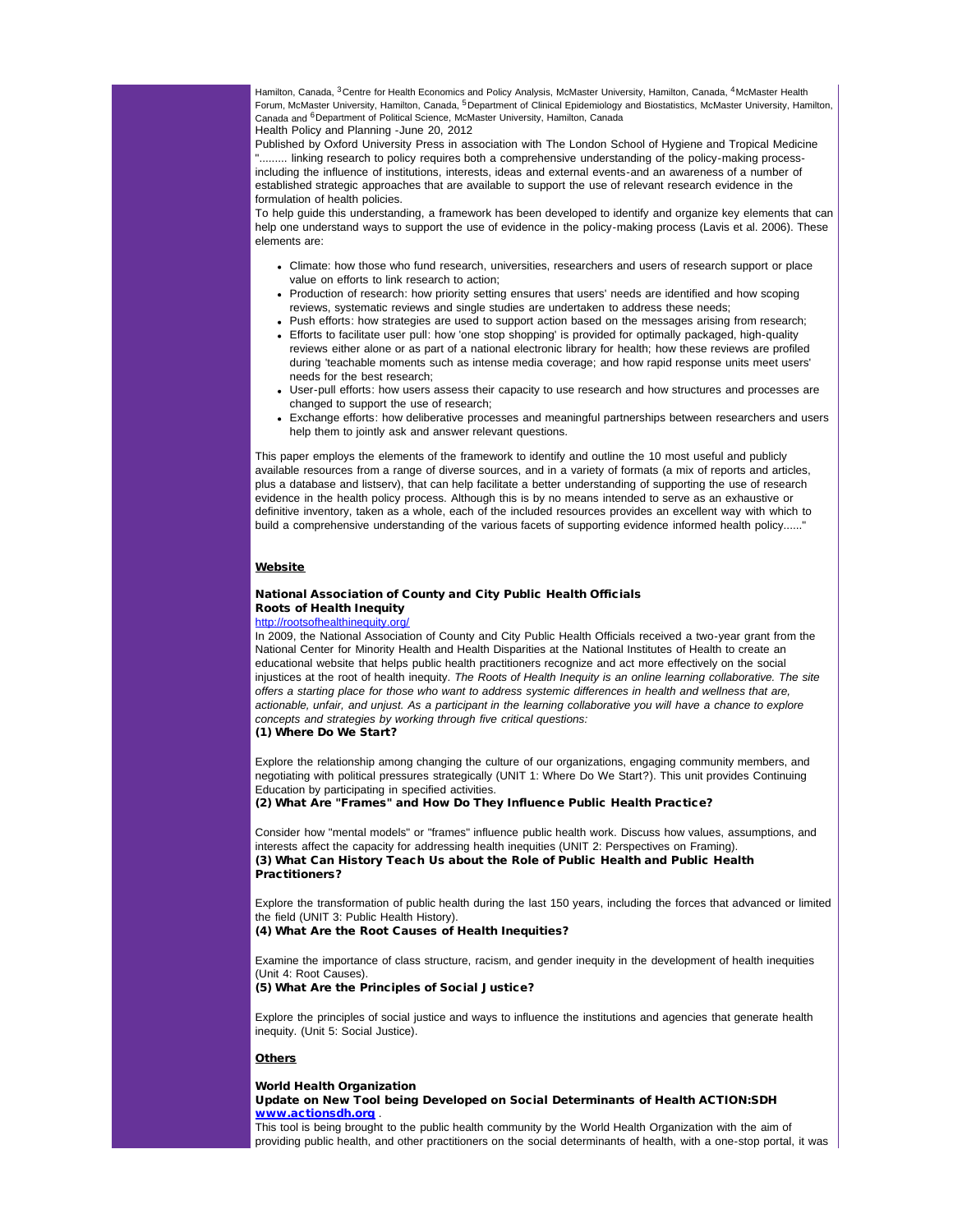Hamilton, Canada, [3]Centre for Health Economics and Policy Analysis, McMaster University, Hamilton, Canada, [4]McMaster Health Forum, McMaster University, Hamilton, Canada, [5]Department of Clinical Epidemiology and Biostatistics, McMaster University, Hamilton, Canada and [6]Department of Political Science, McMaster University, Hamilton, Canada

Health Policy and Planning -June 20, 2012

Published by Oxford University Press in association with The London School of Hygiene and Tropical Medicine "......... linking research to policy requires both a comprehensive understanding of the policy-making process-including the influence of institutions, interests, ideas and external events-and an awareness of a number of established strategic approaches that are available to support the use of relevant research evidence in the formulation of health policies.

To help guide this understanding, a framework has been developed to identify and organize key elements that can help one understand ways to support the use of evidence in the policy-making process (Lavis et al. 2006). These elements are:

- Climate: how those who fund research, universities, researchers and users of research support or place value on efforts to link research to action;
- Production of research: how priority setting ensures that users' needs are identified and how scoping reviews, systematic reviews and single studies are undertaken to address these needs;
- Push efforts: how strategies are used to support action based on the messages arising from research;
- Efforts to facilitate user pull: how 'one stop shopping' is provided for optimally packaged, high-quality reviews either alone or as part of a national electronic library for health; how these reviews are profiled during 'teachable moments such as intense media coverage; and how rapid response units meet users' needs for the best research;
- User-pull efforts: how users assess their capacity to use research and how structures and processes are changed to support the use of research;
- Exchange efforts: how deliberative processes and meaningful partnerships between researchers and users help them to jointly ask and answer relevant questions.

This paper employs the elements of the framework to identify and outline the 10 most useful and publicly available resources from a range of diverse sources, and in a variety of formats (a mix of reports and articles, plus a database and listserv), that can help facilitate a better understanding of supporting the use of research evidence in the health policy process. Although this is by no means intended to serve as an exhaustive or definitive inventory, taken as a whole, each of the included resources provides an excellent way with which to build a comprehensive understanding of the various facets of supporting evidence informed health policy......"

## Website

**National Association of County and City Public Health Officials**
**Roots of Health Inequity**
http://rootsofhealthinequity.org/

In 2009, the National Association of County and City Public Health Officials received a two-year grant from the National Center for Minority Health and Health Disparities at the National Institutes of Health to create an educational website that helps public health practitioners recognize and act more effectively on the social injustices at the root of health inequity. *The Roots of Health Inequity is an online learning collaborative. The site offers a starting place for those who want to address systemic differences in health and wellness that are, actionable, unfair, and unjust. As a participant in the learning collaborative you will have a chance to explore concepts and strategies by working through five critical questions:*

**(1) Where Do We Start?**

Explore the relationship among changing the culture of our organizations, engaging community members, and negotiating with political pressures strategically (UNIT 1: Where Do We Start?). This unit provides Continuing Education by participating in specified activities.

**(2) What Are "Frames" and How Do They Influence Public Health Practice?**

Consider how "mental models" or "frames" influence public health work. Discuss how values, assumptions, and interests affect the capacity for addressing health inequities (UNIT 2: Perspectives on Framing).

**(3) What Can History Teach Us about the Role of Public Health and Public Health Practitioners?**

Explore the transformation of public health during the last 150 years, including the forces that advanced or limited the field (UNIT 3: Public Health History).

**(4) What Are the Root Causes of Health Inequities?**

Examine the importance of class structure, racism, and gender inequity in the development of health inequities (Unit 4: Root Causes).

**(5) What Are the Principles of Social Justice?**

Explore the principles of social justice and ways to influence the institutions and agencies that generate health inequity. (Unit 5: Social Justice).

## Others

**World Health Organization**
**Update on New Tool being Developed on Social Determinants of Health ACTION:SDH**
**www.actionsdh.org** .

This tool is being brought to the public health community by the World Health Organization with the aim of providing public health, and other practitioners on the social determinants of health, with a one-stop portal, it was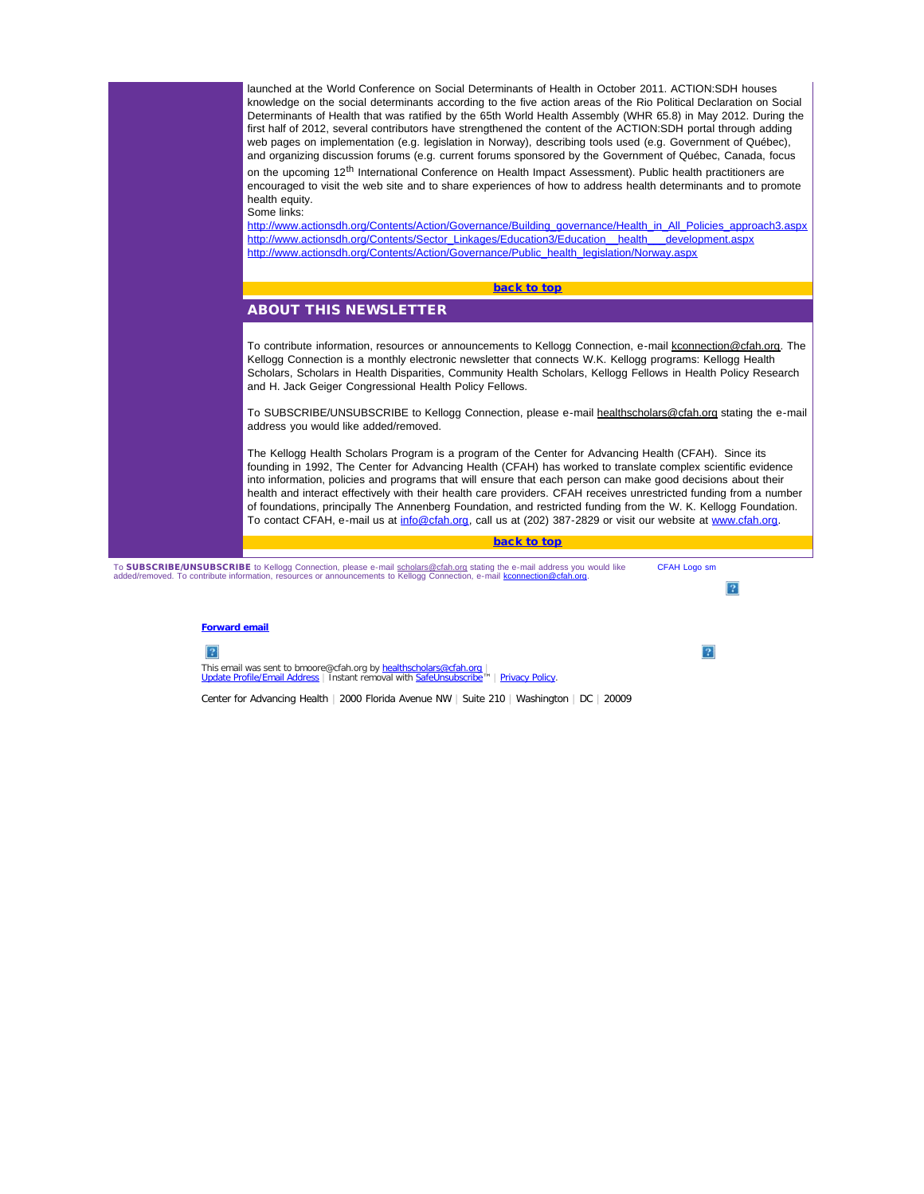launched at the World Conference on Social Determinants of Health in October 2011. ACTION:SDH houses knowledge on the social determinants according to the five action areas of the Rio Political Declaration on Social Determinants of Health that was ratified by the 65th World Health Assembly (WHR 65.8) in May 2012. During the first half of 2012, several contributors have strengthened the content of the ACTION:SDH portal through adding web pages on implementation (e.g. legislation in Norway), describing tools used (e.g. Government of Québec), and organizing discussion forums (e.g. current forums sponsored by the Government of Québec, Canada, focus on the upcoming 12th International Conference on Health Impact Assessment). Public health practitioners are encouraged to visit the web site and to share experiences of how to address health determinants and to promote health equity.

Some links:

http://www.actionsdh.org/Contents/Action/Governance/Building_governance/Health_in_All_Policies_approach3.aspx
http://www.actionsdh.org/Contents/Sector_Linkages/Education3/Education__health___development.aspx
http://www.actionsdh.org/Contents/Action/Governance/Public_health_legislation/Norway.aspx

**back to top**

## ABOUT THIS NEWSLETTER

To contribute information, resources or announcements to Kellogg Connection, e-mail kconnection@cfah.org. The Kellogg Connection is a monthly electronic newsletter that connects W.K. Kellogg programs: Kellogg Health Scholars, Scholars in Health Disparities, Community Health Scholars, Kellogg Fellows in Health Policy Research and H. Jack Geiger Congressional Health Policy Fellows.

To SUBSCRIBE/UNSUBSCRIBE to Kellogg Connection, please e-mail healthscholars@cfah.org stating the e-mail address you would like added/removed.

The Kellogg Health Scholars Program is a program of the Center for Advancing Health (CFAH). Since its founding in 1992, The Center for Advancing Health (CFAH) has worked to translate complex scientific evidence into information, policies and programs that will ensure that each person can make good decisions about their health and interact effectively with their health care providers. CFAH receives unrestricted funding from a number of foundations, principally The Annenberg Foundation, and restricted funding from the W. K. Kellogg Foundation. To contact CFAH, e-mail us at info@cfah.org, call us at (202) 387-2829 or visit our website at www.cfah.org.

**back to top**

To **SUBSCRIBE/UNSUBSCRIBE** to Kellogg Connection, please e-mail scholars@cfah.org stating the e-mail address you would like added/removed. To contribute information, resources or announcements to Kellogg Connection, e-mail kconnection@cfah.org.

CFAH Logo sm

**Forward email**

This email was sent to bmoore@cfah.org by healthscholars@cfah.org | Update Profile/Email Address | Instant removal with SafeUnsubscribe™ | Privacy Policy.

Center for Advancing Health | 2000 Florida Avenue NW | Suite 210 | Washington | DC | 20009